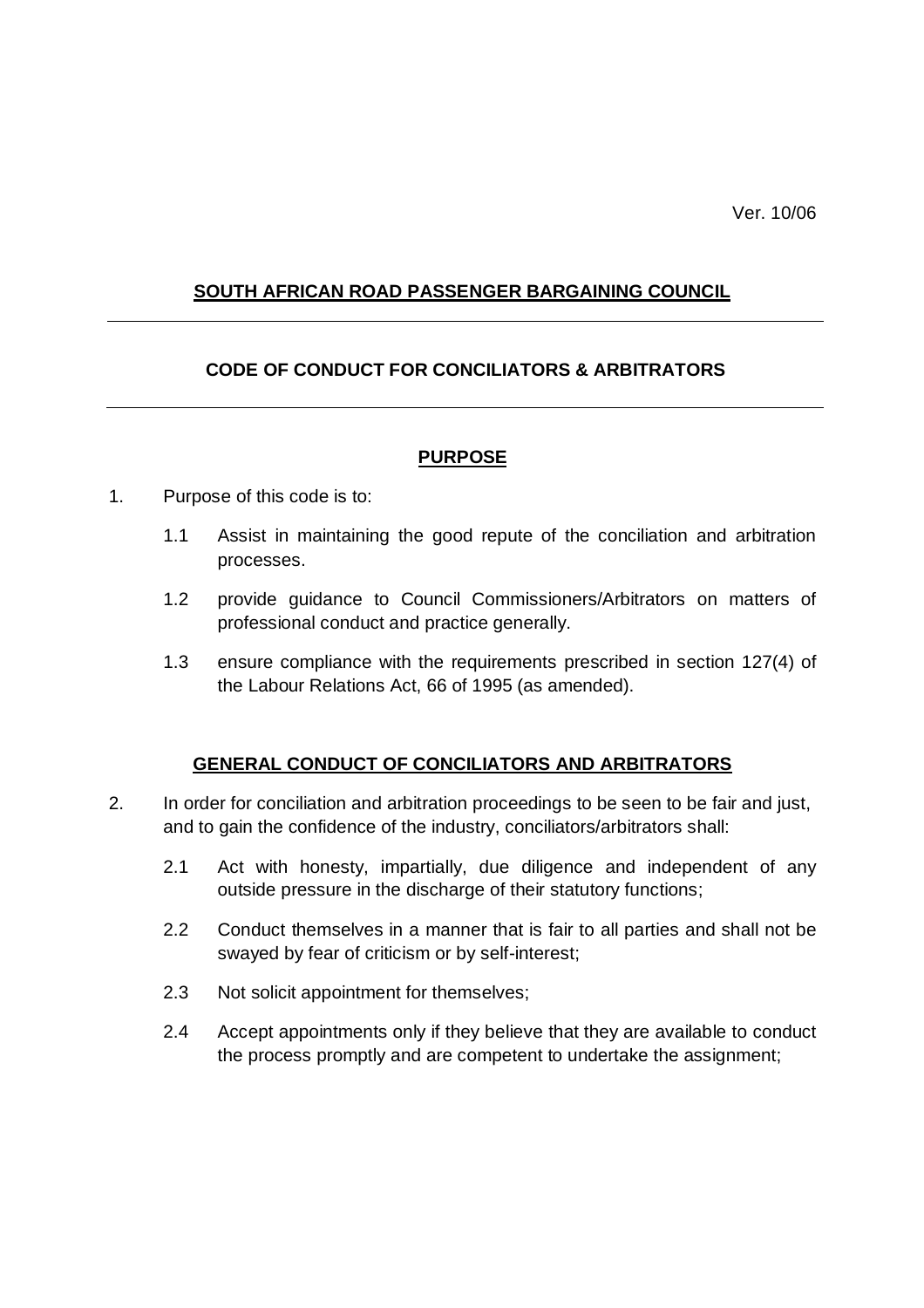Ver. 10/06

# SOUTH AFRICAN ROAD PASSENGER BARGAINING COUNCIL

---

## CODE OF CONDUCT FOR CONCILIATORS & ARBITRATORS

---

### PURPOSE

1. Purpose of this code is to:

    1.1 Assist in maintaining the good repute of the conciliation and arbitration processes.

    1.2 provide guidance to Council Commissioners/Arbitrators on matters of professional conduct and practice generally.

    1.3 ensure compliance with the requirements prescribed in section 127(4) of the Labour Relations Act, 66 of 1995 (as amended).

### GENERAL CONDUCT OF CONCILIATORS AND ARBITRATORS

2. In order for conciliation and arbitration proceedings to be seen to be fair and just, and to gain the confidence of the industry, conciliators/arbitrators shall:

    2.1 Act with honesty, impartially, due diligence and independent of any outside pressure in the discharge of their statutory functions;

    2.2 Conduct themselves in a manner that is fair to all parties and shall not be swayed by fear of criticism or by self-interest;

    2.3 Not solicit appointment for themselves;

    2.4 Accept appointments only if they believe that they are available to conduct the process promptly and are competent to undertake the assignment;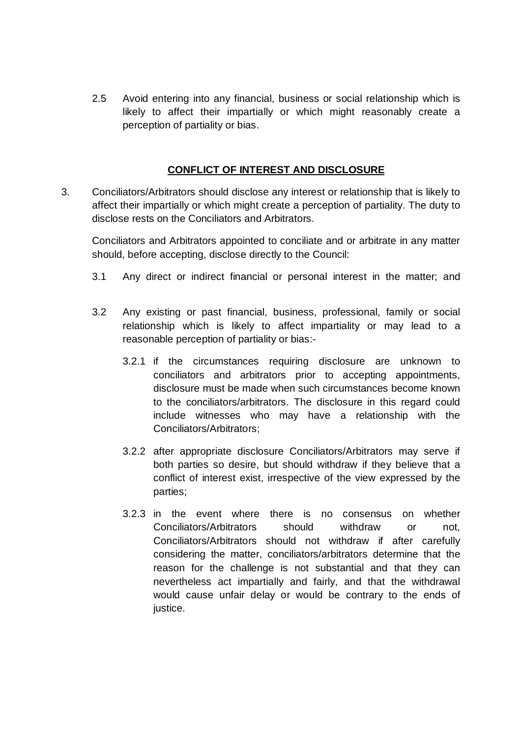2.5 Avoid entering into any financial, business or social relationship which is likely to affect their impartially or which might reasonably create a perception of partiality or bias.

## CONFLICT OF INTEREST AND DISCLOSURE

3. Conciliators/Arbitrators should disclose any interest or relationship that is likely to affect their impartially or which might create a perception of partiality. The duty to disclose rests on the Conciliators and Arbitrators.

   Conciliators and Arbitrators appointed to conciliate and or arbitrate in any matter should, before accepting, disclose directly to the Council:

   3.1 Any direct or indirect financial or personal interest in the matter; and

   3.2 Any existing or past financial, business, professional, family or social relationship which is likely to affect impartiality or may lead to a reasonable perception of partiality or bias:-

      3.2.1 if the circumstances requiring disclosure are unknown to conciliators and arbitrators prior to accepting appointments, disclosure must be made when such circumstances become known to the conciliators/arbitrators. The disclosure in this regard could include witnesses who may have a relationship with the Conciliators/Arbitrators;

      3.2.2 after appropriate disclosure Conciliators/Arbitrators may serve if both parties so desire, but should withdraw if they believe that a conflict of interest exist, irrespective of the view expressed by the parties;

      3.2.3 in the event where there is no consensus on whether Conciliators/Arbitrators should withdraw or not, Conciliators/Arbitrators should not withdraw if after carefully considering the matter, conciliators/arbitrators determine that the reason for the challenge is not substantial and that they can nevertheless act impartially and fairly, and that the withdrawal would cause unfair delay or would be contrary to the ends of justice.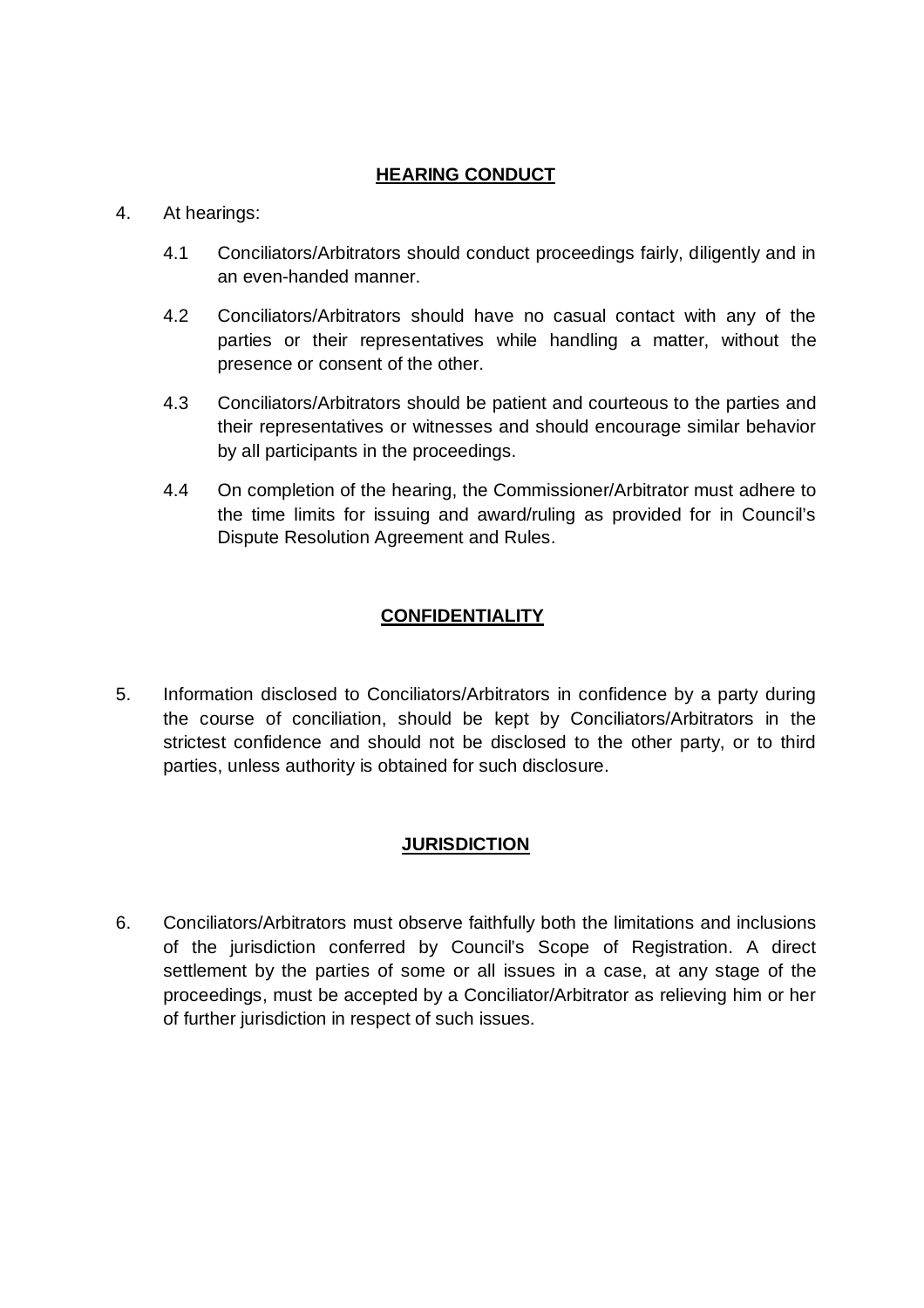## HEARING CONDUCT

4. At hearings:

   4.1 Conciliators/Arbitrators should conduct proceedings fairly, diligently and in an even-handed manner.

   4.2 Conciliators/Arbitrators should have no casual contact with any of the parties or their representatives while handling a matter, without the presence or consent of the other.

   4.3 Conciliators/Arbitrators should be patient and courteous to the parties and their representatives or witnesses and should encourage similar behavior by all participants in the proceedings.

   4.4 On completion of the hearing, the Commissioner/Arbitrator must adhere to the time limits for issuing and award/ruling as provided for in Council's Dispute Resolution Agreement and Rules.

## CONFIDENTIALITY

5. Information disclosed to Conciliators/Arbitrators in confidence by a party during the course of conciliation, should be kept by Conciliators/Arbitrators in the strictest confidence and should not be disclosed to the other party, or to third parties, unless authority is obtained for such disclosure.

## JURISDICTION

6. Conciliators/Arbitrators must observe faithfully both the limitations and inclusions of the jurisdiction conferred by Council's Scope of Registration. A direct settlement by the parties of some or all issues in a case, at any stage of the proceedings, must be accepted by a Conciliator/Arbitrator as relieving him or her of further jurisdiction in respect of such issues.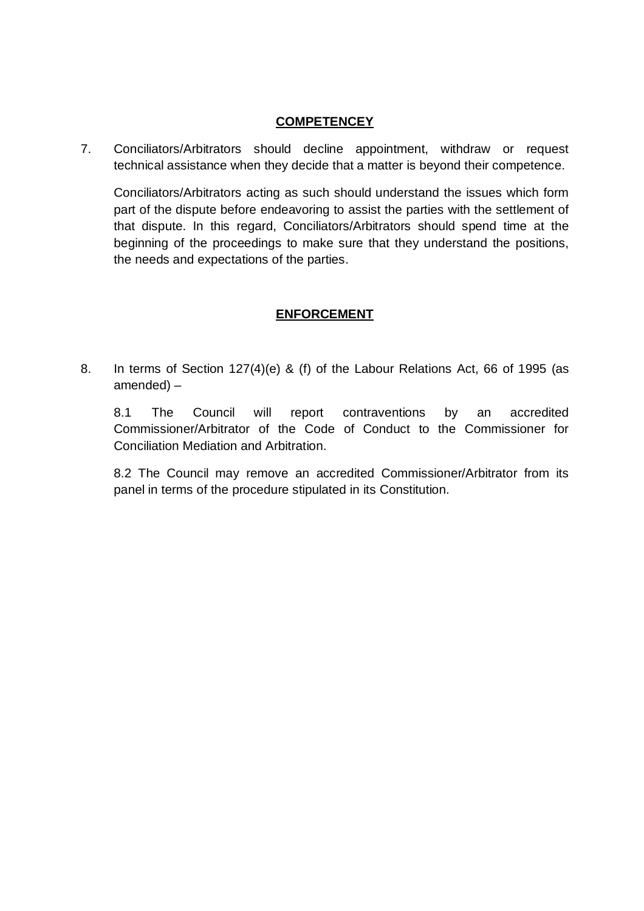**COMPETENCEY**

7. Conciliators/Arbitrators should decline appointment, withdraw or request technical assistance when they decide that a matter is beyond their competence.

   Conciliators/Arbitrators acting as such should understand the issues which form part of the dispute before endeavoring to assist the parties with the settlement of that dispute. In this regard, Conciliators/Arbitrators should spend time at the beginning of the proceedings to make sure that they understand the positions, the needs and expectations of the parties.

**ENFORCEMENT**

8. In terms of Section 127(4)(e) & (f) of the Labour Relations Act, 66 of 1995 (as amended) –

   8.1 The Council will report contraventions by an accredited Commissioner/Arbitrator of the Code of Conduct to the Commissioner for Conciliation Mediation and Arbitration.

   8.2 The Council may remove an accredited Commissioner/Arbitrator from its panel in terms of the procedure stipulated in its Constitution.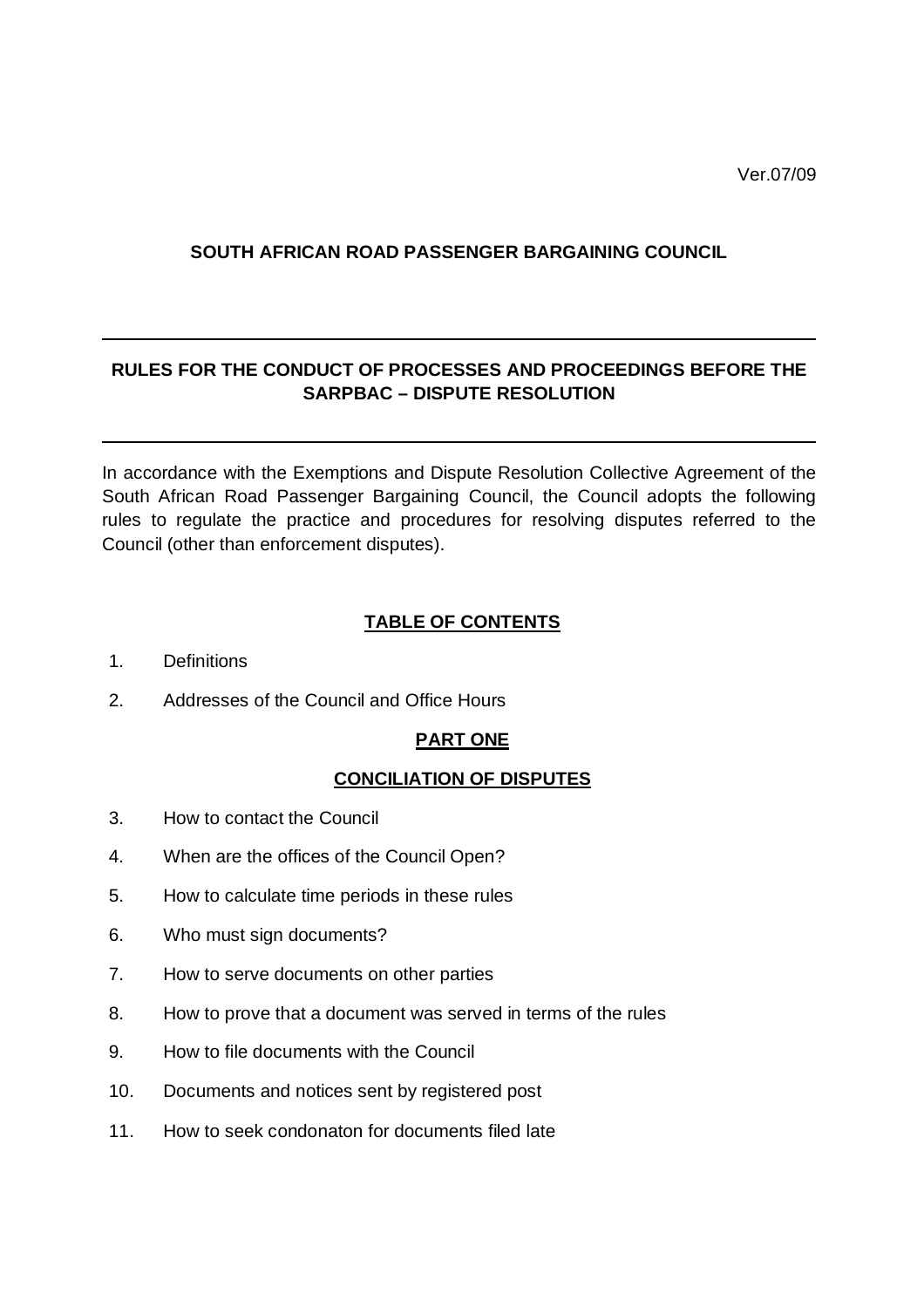Ver.07/09

## SOUTH AFRICAN ROAD PASSENGER BARGAINING COUNCIL

---

## RULES FOR THE CONDUCT OF PROCESSES AND PROCEEDINGS BEFORE THE SARPBAC – DISPUTE RESOLUTION

---

In accordance with the Exemptions and Dispute Resolution Collective Agreement of the South African Road Passenger Bargaining Council, the Council adopts the following rules to regulate the practice and procedures for resolving disputes referred to the Council (other than enforcement disputes).

### TABLE OF CONTENTS

1. Definitions
2. Addresses of the Council and Office Hours

### PART ONE

### CONCILIATION OF DISPUTES

3. How to contact the Council
4. When are the offices of the Council Open?
5. How to calculate time periods in these rules
6. Who must sign documents?
7. How to serve documents on other parties
8. How to prove that a document was served in terms of the rules
9. How to file documents with the Council
10. Documents and notices sent by registered post
11. How to seek condonaton for documents filed late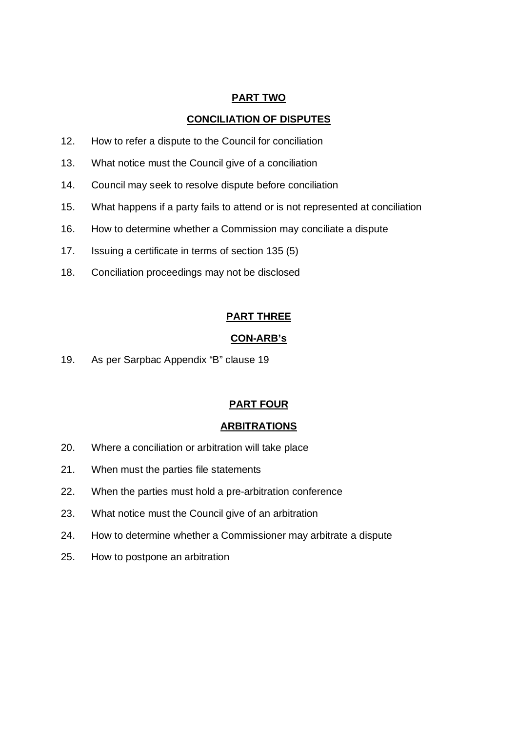## PART TWO

## CONCILIATION OF DISPUTES

12. How to refer a dispute to the Council for conciliation
13. What notice must the Council give of a conciliation
14. Council may seek to resolve dispute before conciliation
15. What happens if a party fails to attend or is not represented at conciliation
16. How to determine whether a Commission may conciliate a dispute
17. Issuing a certificate in terms of section 135 (5)
18. Conciliation proceedings may not be disclosed

## PART THREE

## CON-ARB's

19. As per Sarpbac Appendix "B" clause 19

## PART FOUR

## ARBITRATIONS

20. Where a conciliation or arbitration will take place
21. When must the parties file statements
22. When the parties must hold a pre-arbitration conference
23. What notice must the Council give of an arbitration
24. How to determine whether a Commissioner may arbitrate a dispute
25. How to postpone an arbitration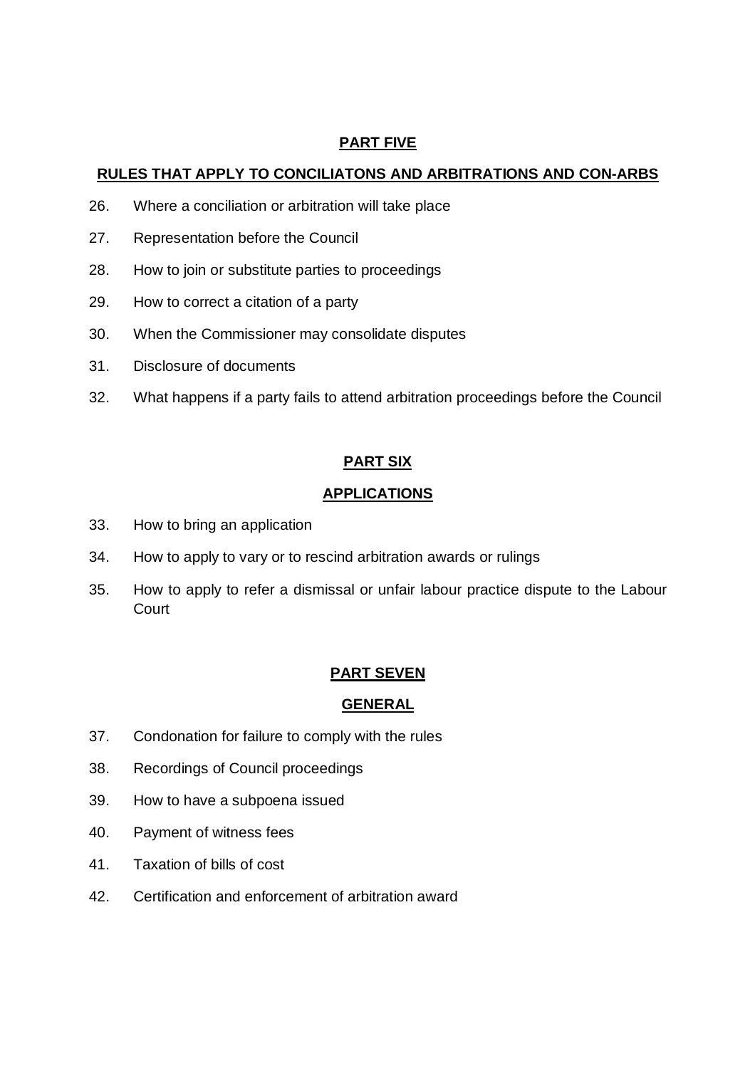## PART FIVE

## RULES THAT APPLY TO CONCILIATONS AND ARBITRATIONS AND CON-ARBS

26. Where a conciliation or arbitration will take place
27. Representation before the Council
28. How to join or substitute parties to proceedings
29. How to correct a citation of a party
30. When the Commissioner may consolidate disputes
31. Disclosure of documents
32. What happens if a party fails to attend arbitration proceedings before the Council

## PART SIX

## APPLICATIONS

33. How to bring an application
34. How to apply to vary or to rescind arbitration awards or rulings
35. How to apply to refer a dismissal or unfair labour practice dispute to the Labour Court

## PART SEVEN

## GENERAL

37. Condonation for failure to comply with the rules
38. Recordings of Council proceedings
39. How to have a subpoena issued
40. Payment of witness fees
41. Taxation of bills of cost
42. Certification and enforcement of arbitration award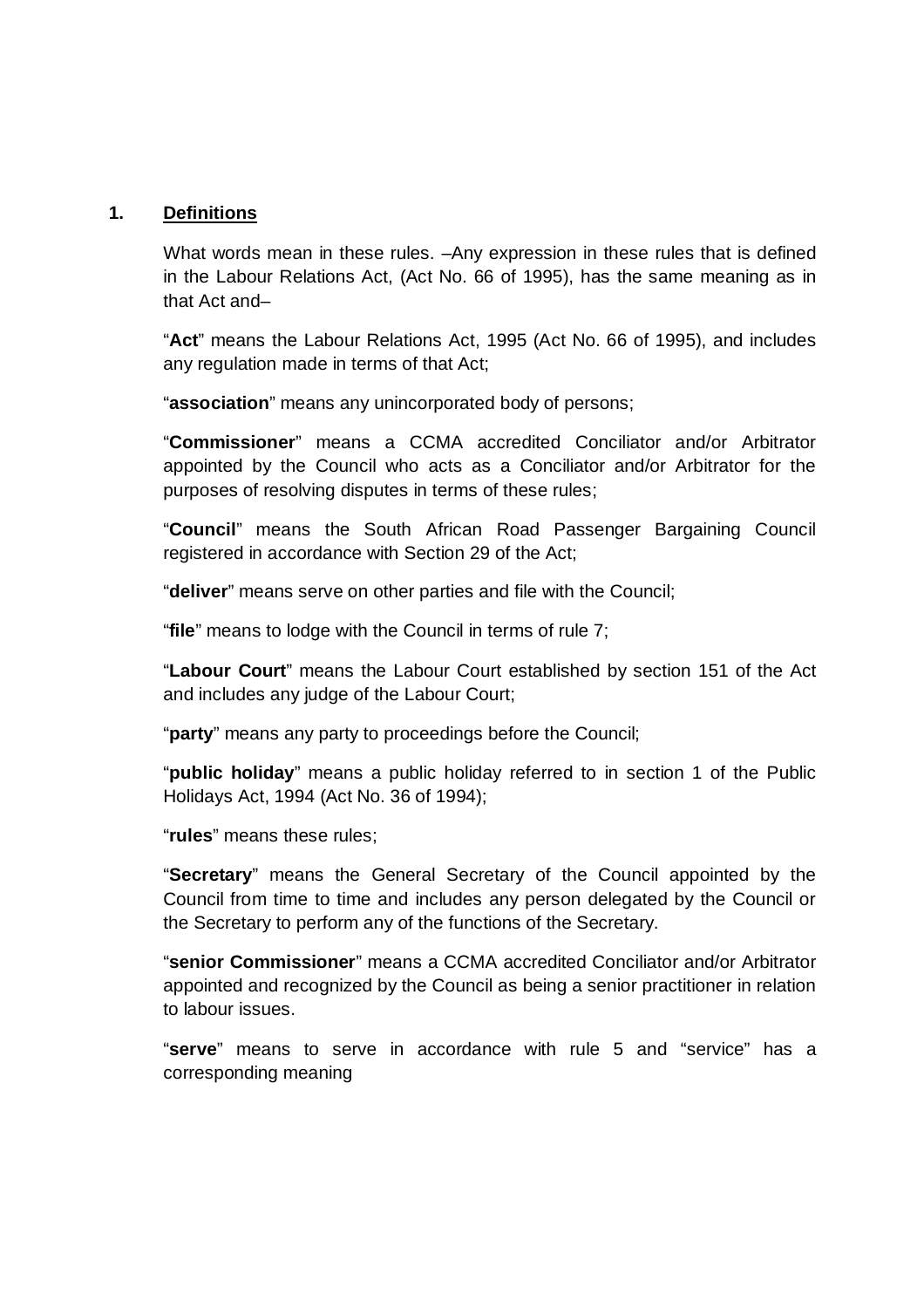## 1. <u>Definitions</u>

What words mean in these rules. –Any expression in these rules that is defined in the Labour Relations Act, (Act No. 66 of 1995), has the same meaning as in that Act and–

"**Act**" means the Labour Relations Act, 1995 (Act No. 66 of 1995), and includes any regulation made in terms of that Act;

"**association**" means any unincorporated body of persons;

"**Commissioner**" means a CCMA accredited Conciliator and/or Arbitrator appointed by the Council who acts as a Conciliator and/or Arbitrator for the purposes of resolving disputes in terms of these rules;

"**Council**" means the South African Road Passenger Bargaining Council registered in accordance with Section 29 of the Act;

"**deliver**" means serve on other parties and file with the Council;

"**file**" means to lodge with the Council in terms of rule 7;

"**Labour Court**" means the Labour Court established by section 151 of the Act and includes any judge of the Labour Court;

"**party**" means any party to proceedings before the Council;

"**public holiday**" means a public holiday referred to in section 1 of the Public Holidays Act, 1994 (Act No. 36 of 1994);

"**rules**" means these rules;

"**Secretary**" means the General Secretary of the Council appointed by the Council from time to time and includes any person delegated by the Council or the Secretary to perform any of the functions of the Secretary.

"**senior Commissioner**" means a CCMA accredited Conciliator and/or Arbitrator appointed and recognized by the Council as being a senior practitioner in relation to labour issues.

"**serve**" means to serve in accordance with rule 5 and "service" has a corresponding meaning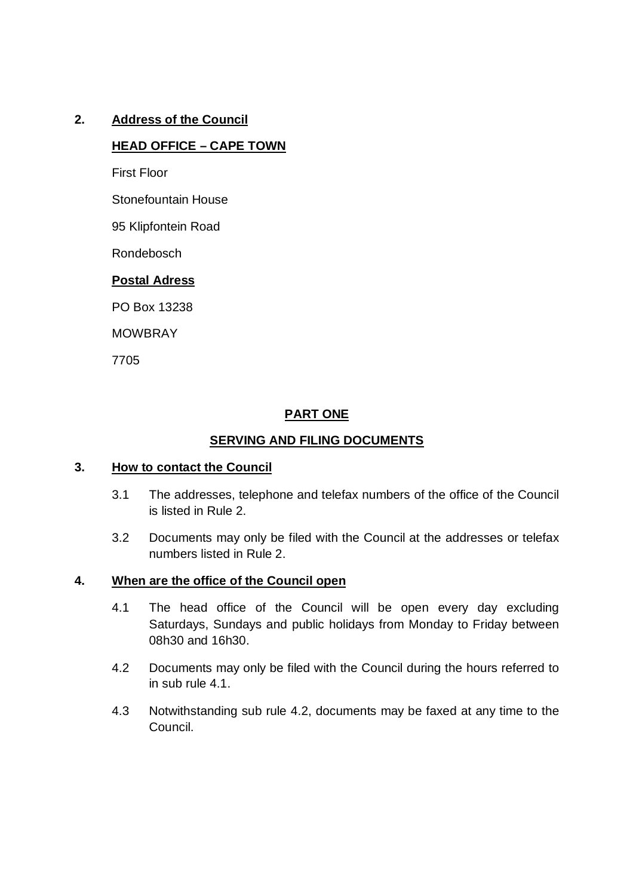**2. Address of the Council**

**HEAD OFFICE – CAPE TOWN**

First Floor

Stonefountain House

95 Klipfontein Road

Rondebosch

**Postal Adress**

PO Box 13238

MOWBRAY

7705

## PART ONE

## SERVING AND FILING DOCUMENTS

**3. How to contact the Council**

3.1 The addresses, telephone and telefax numbers of the office of the Council is listed in Rule 2.

3.2 Documents may only be filed with the Council at the addresses or telefax numbers listed in Rule 2.

**4. When are the office of the Council open**

4.1 The head office of the Council will be open every day excluding Saturdays, Sundays and public holidays from Monday to Friday between 08h30 and 16h30.

4.2 Documents may only be filed with the Council during the hours referred to in sub rule 4.1.

4.3 Notwithstanding sub rule 4.2, documents may be faxed at any time to the Council.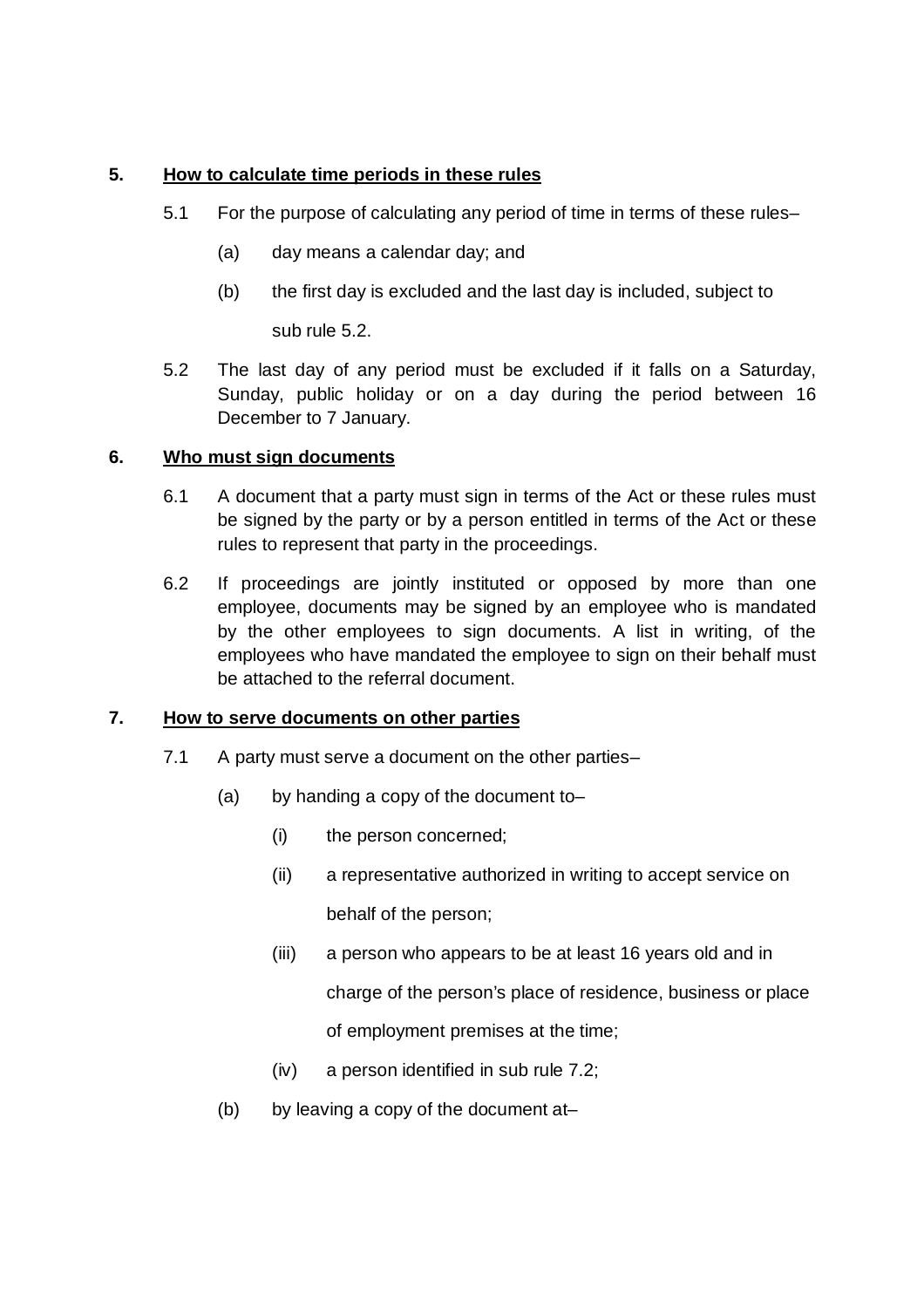## 5. How to calculate time periods in these rules

5.1 For the purpose of calculating any period of time in terms of these rules–

(a) day means a calendar day; and

(b) the first day is excluded and the last day is included, subject to sub rule 5.2.

5.2 The last day of any period must be excluded if it falls on a Saturday, Sunday, public holiday or on a day during the period between 16 December to 7 January.

## 6. Who must sign documents

6.1 A document that a party must sign in terms of the Act or these rules must be signed by the party or by a person entitled in terms of the Act or these rules to represent that party in the proceedings.

6.2 If proceedings are jointly instituted or opposed by more than one employee, documents may be signed by an employee who is mandated by the other employees to sign documents. A list in writing, of the employees who have mandated the employee to sign on their behalf must be attached to the referral document.

## 7. How to serve documents on other parties

7.1 A party must serve a document on the other parties–

(a) by handing a copy of the document to–

(i) the person concerned;

(ii) a representative authorized in writing to accept service on behalf of the person;

(iii) a person who appears to be at least 16 years old and in charge of the person's place of residence, business or place of employment premises at the time;

(iv) a person identified in sub rule 7.2;

(b) by leaving a copy of the document at–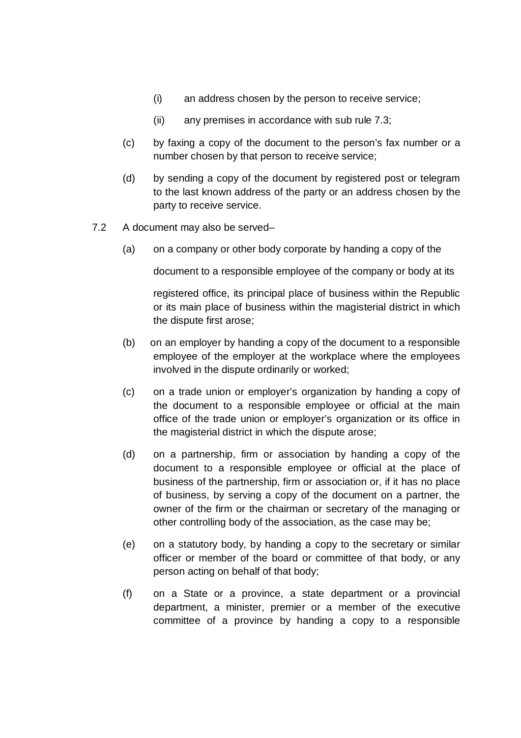(i) an address chosen by the person to receive service;

(ii) any premises in accordance with sub rule 7.3;

(c) by faxing a copy of the document to the person's fax number or a number chosen by that person to receive service;

(d) by sending a copy of the document by registered post or telegram to the last known address of the party or an address chosen by the party to receive service.

7.2 A document may also be served–

(a) on a company or other body corporate by handing a copy of the document to a responsible employee of the company or body at its registered office, its principal place of business within the Republic or its main place of business within the magisterial district in which the dispute first arose;

(b) on an employer by handing a copy of the document to a responsible employee of the employer at the workplace where the employees involved in the dispute ordinarily or worked;

(c) on a trade union or employer's organization by handing a copy of the document to a responsible employee or official at the main office of the trade union or employer's organization or its office in the magisterial district in which the dispute arose;

(d) on a partnership, firm or association by handing a copy of the document to a responsible employee or official at the place of business of the partnership, firm or association or, if it has no place of business, by serving a copy of the document on a partner, the owner of the firm or the chairman or secretary of the managing or other controlling body of the association, as the case may be;

(e) on a statutory body, by handing a copy to the secretary or similar officer or member of the board or committee of that body, or any person acting on behalf of that body;

(f) on a State or a province, a state department or a provincial department, a minister, premier or a member of the executive committee of a province by handing a copy to a responsible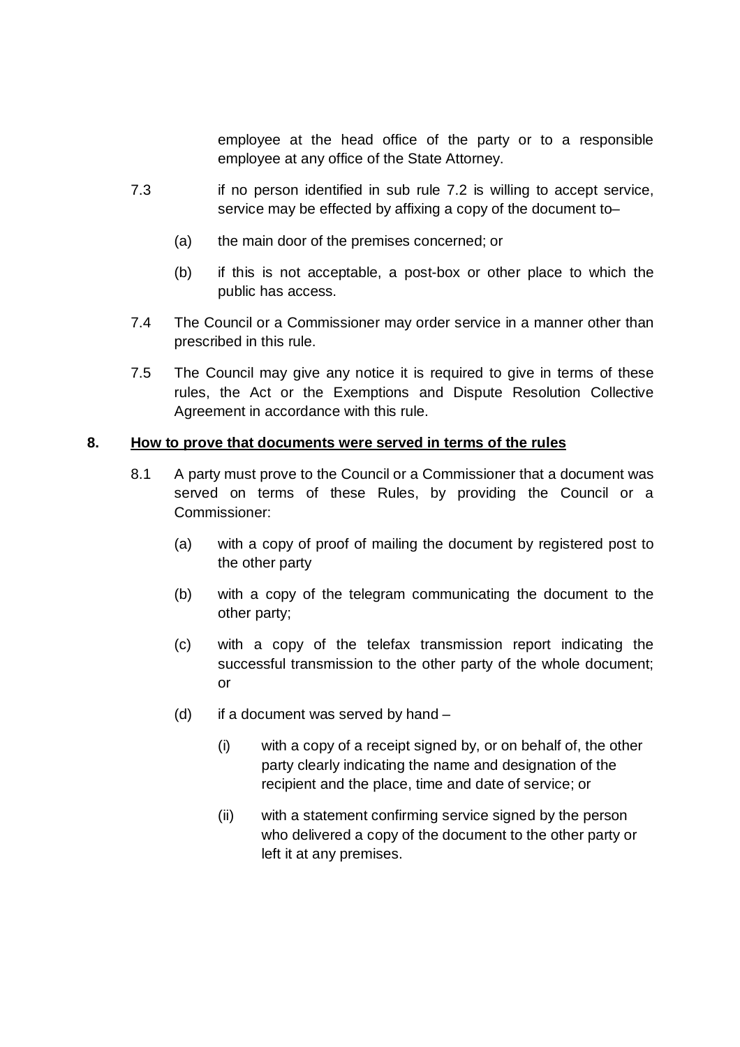employee at the head office of the party or to a responsible employee at any office of the State Attorney.

7.3 if no person identified in sub rule 7.2 is willing to accept service, service may be effected by affixing a copy of the document to–

(a) the main door of the premises concerned; or

(b) if this is not acceptable, a post-box or other place to which the public has access.

7.4 The Council or a Commissioner may order service in a manner other than prescribed in this rule.

7.5 The Council may give any notice it is required to give in terms of these rules, the Act or the Exemptions and Dispute Resolution Collective Agreement in accordance with this rule.

## 8. <u>How to prove that documents were served in terms of the rules</u>

8.1 A party must prove to the Council or a Commissioner that a document was served on terms of these Rules, by providing the Council or a Commissioner:

(a) with a copy of proof of mailing the document by registered post to the other party

(b) with a copy of the telegram communicating the document to the other party;

(c) with a copy of the telefax transmission report indicating the successful transmission to the other party of the whole document; or

(d) if a document was served by hand –

(i) with a copy of a receipt signed by, or on behalf of, the other party clearly indicating the name and designation of the recipient and the place, time and date of service; or

(ii) with a statement confirming service signed by the person who delivered a copy of the document to the other party or left it at any premises.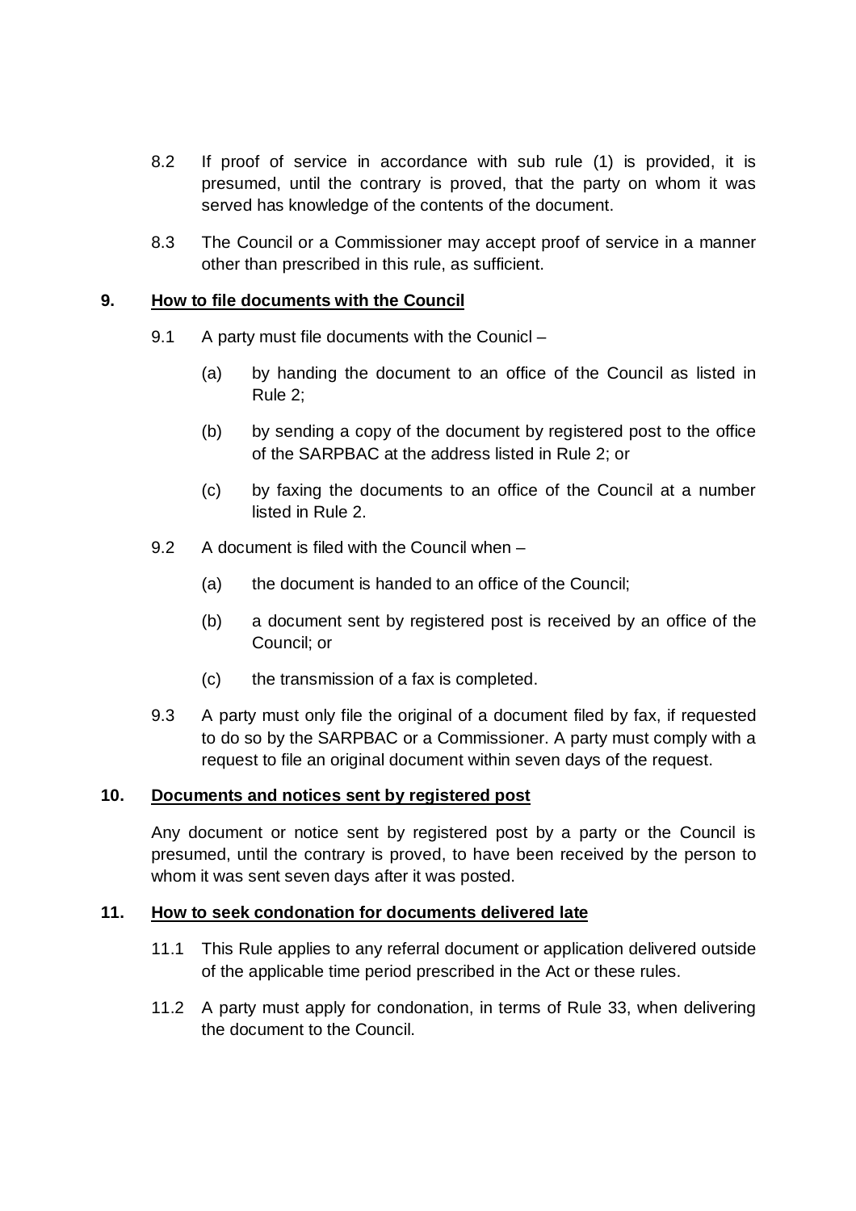8.2 If proof of service in accordance with sub rule (1) is provided, it is presumed, until the contrary is proved, that the party on whom it was served has knowledge of the contents of the document.

8.3 The Council or a Commissioner may accept proof of service in a manner other than prescribed in this rule, as sufficient.

## 9. How to file documents with the Council

9.1 A party must file documents with the Counicl –

(a) by handing the document to an office of the Council as listed in Rule 2;

(b) by sending a copy of the document by registered post to the office of the SARPBAC at the address listed in Rule 2; or

(c) by faxing the documents to an office of the Council at a number listed in Rule 2.

9.2 A document is filed with the Council when –

(a) the document is handed to an office of the Council;

(b) a document sent by registered post is received by an office of the Council; or

(c) the transmission of a fax is completed.

9.3 A party must only file the original of a document filed by fax, if requested to do so by the SARPBAC or a Commissioner. A party must comply with a request to file an original document within seven days of the request.

## 10. Documents and notices sent by registered post

Any document or notice sent by registered post by a party or the Council is presumed, until the contrary is proved, to have been received by the person to whom it was sent seven days after it was posted.

## 11. How to seek condonation for documents delivered late

11.1 This Rule applies to any referral document or application delivered outside of the applicable time period prescribed in the Act or these rules.

11.2 A party must apply for condonation, in terms of Rule 33, when delivering the document to the Council.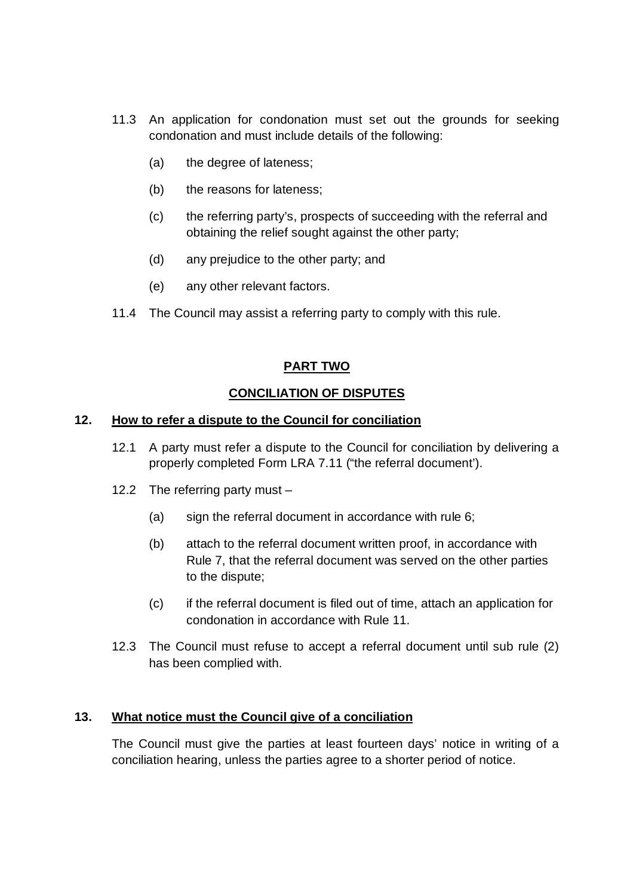11.3 An application for condonation must set out the grounds for seeking condonation and must include details of the following:

(a) the degree of lateness;

(b) the reasons for lateness;

(c) the referring party's, prospects of succeeding with the referral and obtaining the relief sought against the other party;

(d) any prejudice to the other party; and

(e) any other relevant factors.

11.4 The Council may assist a referring party to comply with this rule.

## PART TWO

## CONCILIATION OF DISPUTES

### 12. How to refer a dispute to the Council for conciliation

12.1 A party must refer a dispute to the Council for conciliation by delivering a properly completed Form LRA 7.11 ("the referral document').

12.2 The referring party must –

(a) sign the referral document in accordance with rule 6;

(b) attach to the referral document written proof, in accordance with Rule 7, that the referral document was served on the other parties to the dispute;

(c) if the referral document is filed out of time, attach an application for condonation in accordance with Rule 11.

12.3 The Council must refuse to accept a referral document until sub rule (2) has been complied with.

### 13. What notice must the Council give of a conciliation

The Council must give the parties at least fourteen days' notice in writing of a conciliation hearing, unless the parties agree to a shorter period of notice.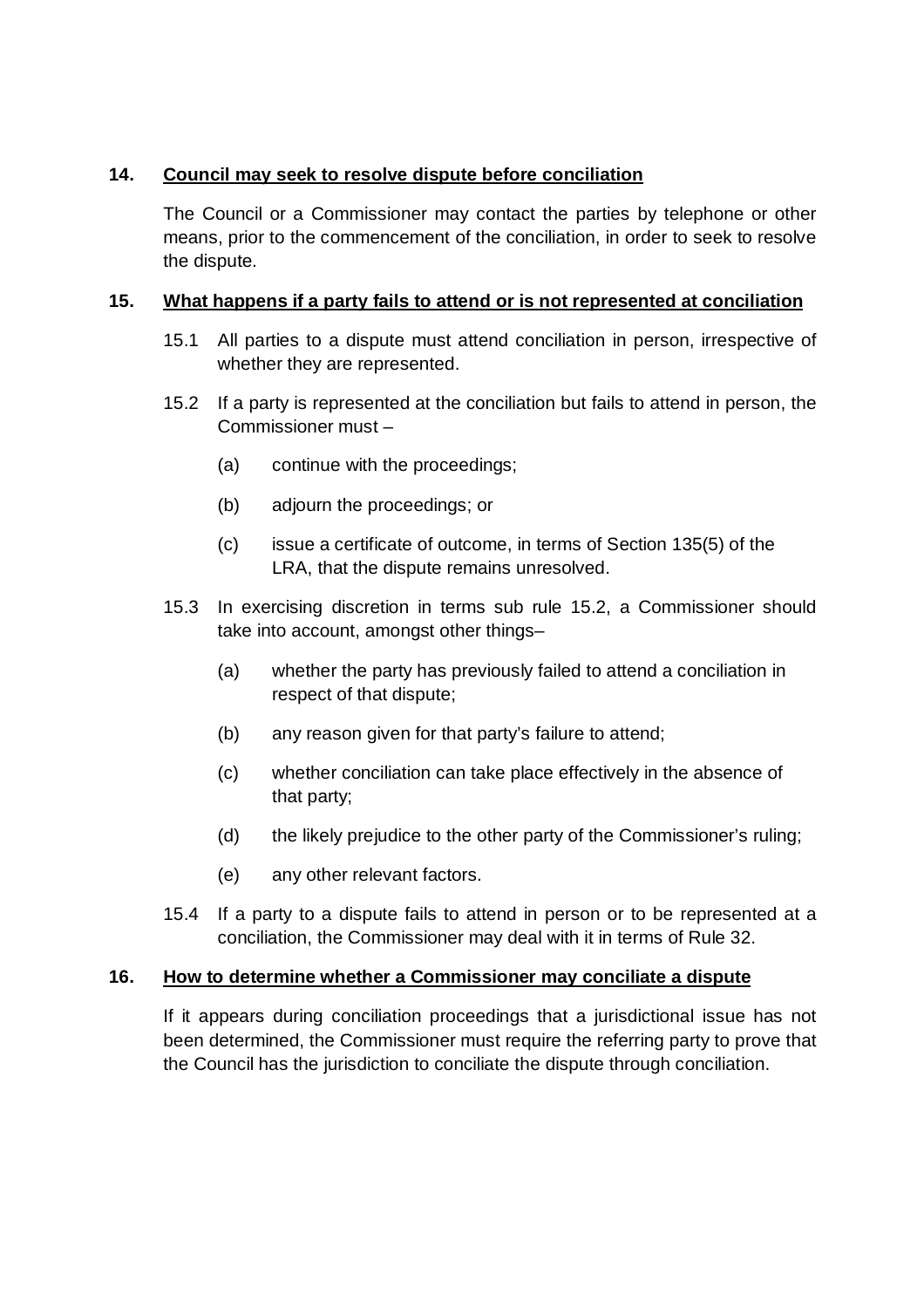## 14. Council may seek to resolve dispute before conciliation

The Council or a Commissioner may contact the parties by telephone or other means, prior to the commencement of the conciliation, in order to seek to resolve the dispute.

## 15. What happens if a party fails to attend or is not represented at conciliation

15.1 All parties to a dispute must attend conciliation in person, irrespective of whether they are represented.

15.2 If a party is represented at the conciliation but fails to attend in person, the Commissioner must –

- (a) continue with the proceedings;
- (b) adjourn the proceedings; or
- (c) issue a certificate of outcome, in terms of Section 135(5) of the LRA, that the dispute remains unresolved.

15.3 In exercising discretion in terms sub rule 15.2, a Commissioner should take into account, amongst other things–

- (a) whether the party has previously failed to attend a conciliation in respect of that dispute;
- (b) any reason given for that party's failure to attend;
- (c) whether conciliation can take place effectively in the absence of that party;
- (d) the likely prejudice to the other party of the Commissioner's ruling;
- (e) any other relevant factors.

15.4 If a party to a dispute fails to attend in person or to be represented at a conciliation, the Commissioner may deal with it in terms of Rule 32.

## 16. How to determine whether a Commissioner may conciliate a dispute

If it appears during conciliation proceedings that a jurisdictional issue has not been determined, the Commissioner must require the referring party to prove that the Council has the jurisdiction to conciliate the dispute through conciliation.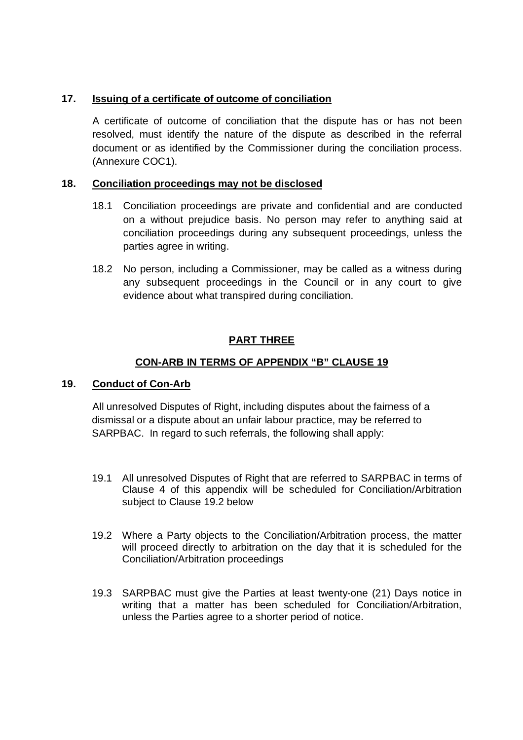### 17. Issuing of a certificate of outcome of conciliation

A certificate of outcome of conciliation that the dispute has or has not been resolved, must identify the nature of the dispute as described in the referral document or as identified by the Commissioner during the conciliation process. (Annexure COC1).

### 18. Conciliation proceedings may not be disclosed

18.1 Conciliation proceedings are private and confidential and are conducted on a without prejudice basis. No person may refer to anything said at conciliation proceedings during any subsequent proceedings, unless the parties agree in writing.

18.2 No person, including a Commissioner, may be called as a witness during any subsequent proceedings in the Council or in any court to give evidence about what transpired during conciliation.

## PART THREE

## CON-ARB IN TERMS OF APPENDIX "B" CLAUSE 19

### 19. Conduct of Con-Arb

All unresolved Disputes of Right, including disputes about the fairness of a dismissal or a dispute about an unfair labour practice, may be referred to SARPBAC. In regard to such referrals, the following shall apply:

19.1 All unresolved Disputes of Right that are referred to SARPBAC in terms of Clause 4 of this appendix will be scheduled for Conciliation/Arbitration subject to Clause 19.2 below

19.2 Where a Party objects to the Conciliation/Arbitration process, the matter will proceed directly to arbitration on the day that it is scheduled for the Conciliation/Arbitration proceedings

19.3 SARPBAC must give the Parties at least twenty-one (21) Days notice in writing that a matter has been scheduled for Conciliation/Arbitration, unless the Parties agree to a shorter period of notice.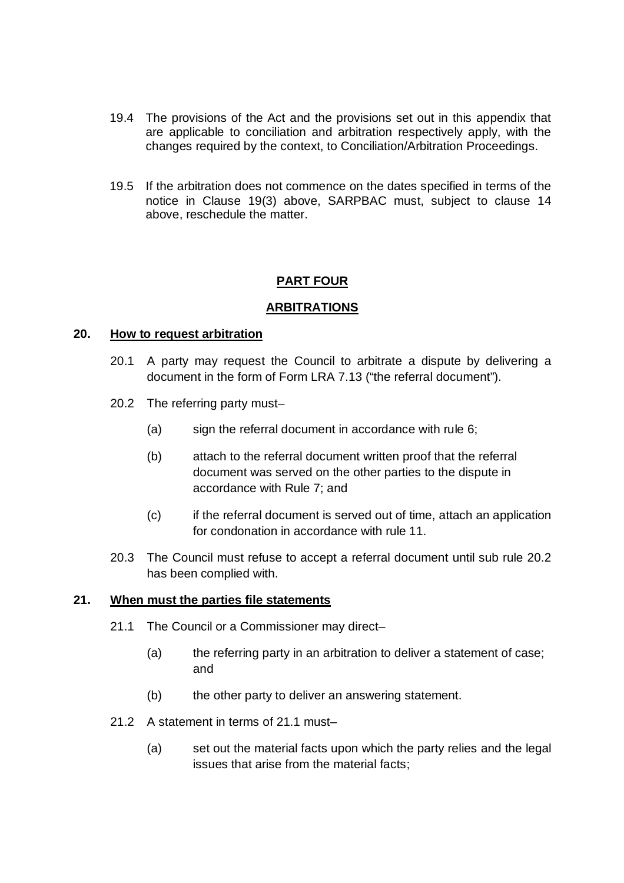19.4 The provisions of the Act and the provisions set out in this appendix that are applicable to conciliation and arbitration respectively apply, with the changes required by the context, to Conciliation/Arbitration Proceedings.

19.5 If the arbitration does not commence on the dates specified in terms of the notice in Clause 19(3) above, SARPBAC must, subject to clause 14 above, reschedule the matter.

## PART FOUR

## ARBITRATIONS

### 20. How to request arbitration

20.1 A party may request the Council to arbitrate a dispute by delivering a document in the form of Form LRA 7.13 ("the referral document").

20.2 The referring party must–

(a) sign the referral document in accordance with rule 6;

(b) attach to the referral document written proof that the referral document was served on the other parties to the dispute in accordance with Rule 7; and

(c) if the referral document is served out of time, attach an application for condonation in accordance with rule 11.

20.3 The Council must refuse to accept a referral document until sub rule 20.2 has been complied with.

### 21. When must the parties file statements

21.1 The Council or a Commissioner may direct–

(a) the referring party in an arbitration to deliver a statement of case; and

(b) the other party to deliver an answering statement.

21.2 A statement in terms of 21.1 must–

(a) set out the material facts upon which the party relies and the legal issues that arise from the material facts;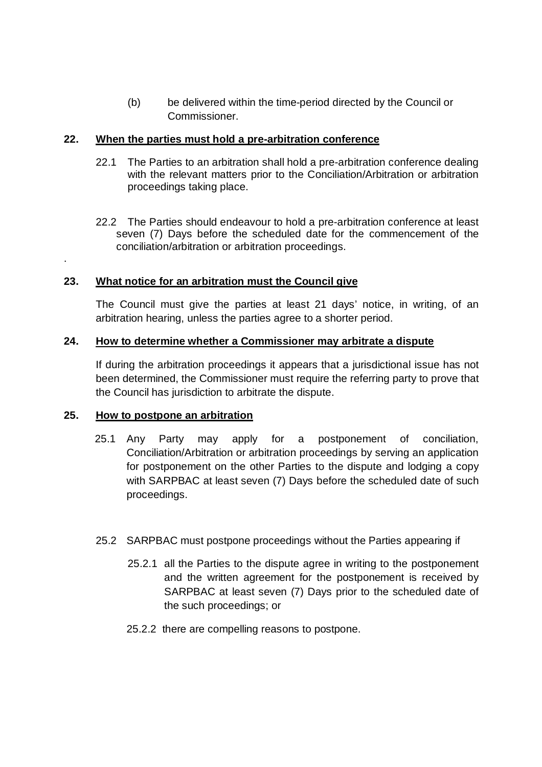(b) be delivered within the time-period directed by the Council or Commissioner.

**22. When the parties must hold a pre-arbitration conference**

22.1 The Parties to an arbitration shall hold a pre-arbitration conference dealing with the relevant matters prior to the Conciliation/Arbitration or arbitration proceedings taking place.

22.2 The Parties should endeavour to hold a pre-arbitration conference at least seven (7) Days before the scheduled date for the commencement of the conciliation/arbitration or arbitration proceedings.

.

**23. What notice for an arbitration must the Council give**

The Council must give the parties at least 21 days' notice, in writing, of an arbitration hearing, unless the parties agree to a shorter period.

**24. How to determine whether a Commissioner may arbitrate a dispute**

If during the arbitration proceedings it appears that a jurisdictional issue has not been determined, the Commissioner must require the referring party to prove that the Council has jurisdiction to arbitrate the dispute.

**25. How to postpone an arbitration**

25.1 Any Party may apply for a postponement of conciliation, Conciliation/Arbitration or arbitration proceedings by serving an application for postponement on the other Parties to the dispute and lodging a copy with SARPBAC at least seven (7) Days before the scheduled date of such proceedings.

25.2 SARPBAC must postpone proceedings without the Parties appearing if

25.2.1 all the Parties to the dispute agree in writing to the postponement and the written agreement for the postponement is received by SARPBAC at least seven (7) Days prior to the scheduled date of the such proceedings; or

25.2.2 there are compelling reasons to postpone.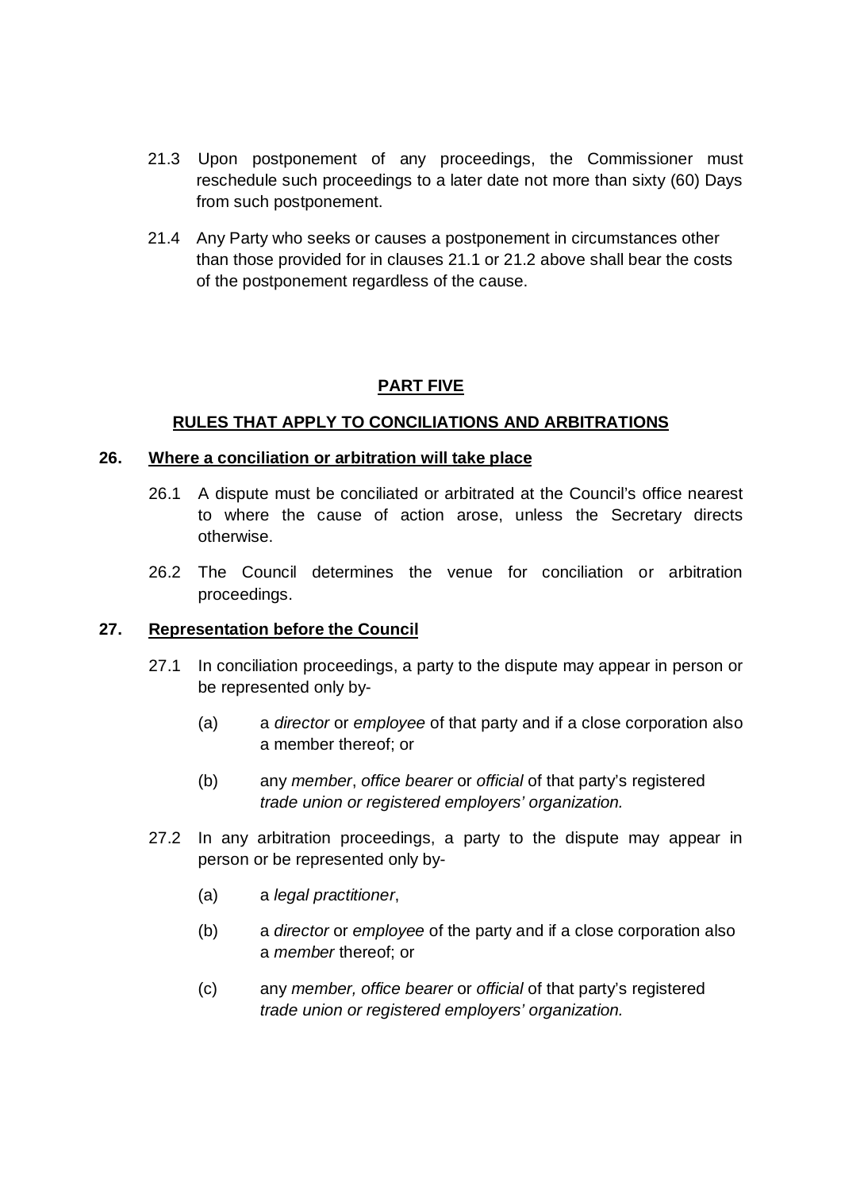21.3 Upon postponement of any proceedings, the Commissioner must reschedule such proceedings to a later date not more than sixty (60) Days from such postponement.

21.4 Any Party who seeks or causes a postponement in circumstances other than those provided for in clauses 21.1 or 21.2 above shall bear the costs of the postponement regardless of the cause.

## PART FIVE

## RULES THAT APPLY TO CONCILIATIONS AND ARBITRATIONS

### 26. Where a conciliation or arbitration will take place

26.1 A dispute must be conciliated or arbitrated at the Council's office nearest to where the cause of action arose, unless the Secretary directs otherwise.

26.2 The Council determines the venue for conciliation or arbitration proceedings.

### 27. Representation before the Council

27.1 In conciliation proceedings, a party to the dispute may appear in person or be represented only by-

(a) a *director* or *employee* of that party and if a close corporation also a member thereof; or

(b) any *member*, *office bearer* or *official* of that party's registered *trade union or registered employers' organization.*

27.2 In any arbitration proceedings, a party to the dispute may appear in person or be represented only by-

(a) a *legal practitioner*,

(b) a *director* or *employee* of the party and if a close corporation also a *member* thereof; or

(c) any *member, office bearer* or *official* of that party's registered *trade union or registered employers' organization.*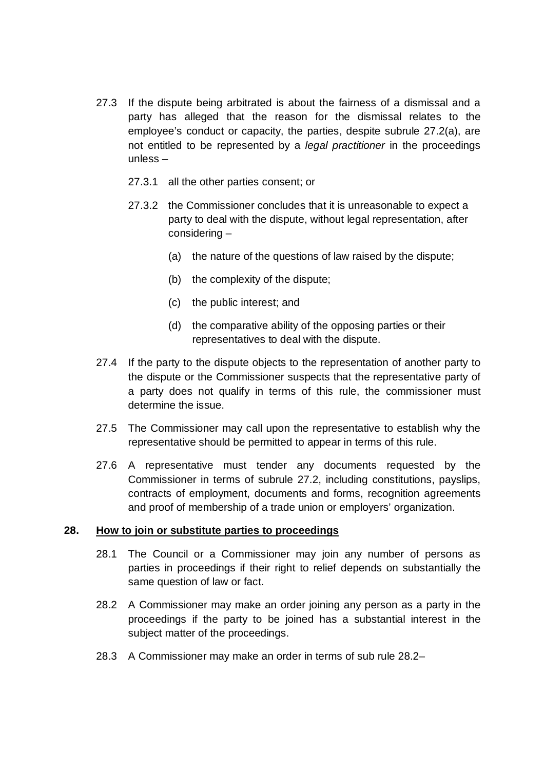27.3 If the dispute being arbitrated is about the fairness of a dismissal and a party has alleged that the reason for the dismissal relates to the employee's conduct or capacity, the parties, despite subrule 27.2(a), are not entitled to be represented by a *legal practitioner* in the proceedings unless –

27.3.1 all the other parties consent; or

27.3.2 the Commissioner concludes that it is unreasonable to expect a party to deal with the dispute, without legal representation, after considering –

(a) the nature of the questions of law raised by the dispute;

(b) the complexity of the dispute;

(c) the public interest; and

(d) the comparative ability of the opposing parties or their representatives to deal with the dispute.

27.4 If the party to the dispute objects to the representation of another party to the dispute or the Commissioner suspects that the representative party of a party does not qualify in terms of this rule, the commissioner must determine the issue.

27.5 The Commissioner may call upon the representative to establish why the representative should be permitted to appear in terms of this rule.

27.6 A representative must tender any documents requested by the Commissioner in terms of subrule 27.2, including constitutions, payslips, contracts of employment, documents and forms, recognition agreements and proof of membership of a trade union or employers' organization.

## 28. How to join or substitute parties to proceedings

28.1 The Council or a Commissioner may join any number of persons as parties in proceedings if their right to relief depends on substantially the same question of law or fact.

28.2 A Commissioner may make an order joining any person as a party in the proceedings if the party to be joined has a substantial interest in the subject matter of the proceedings.

28.3 A Commissioner may make an order in terms of sub rule 28.2–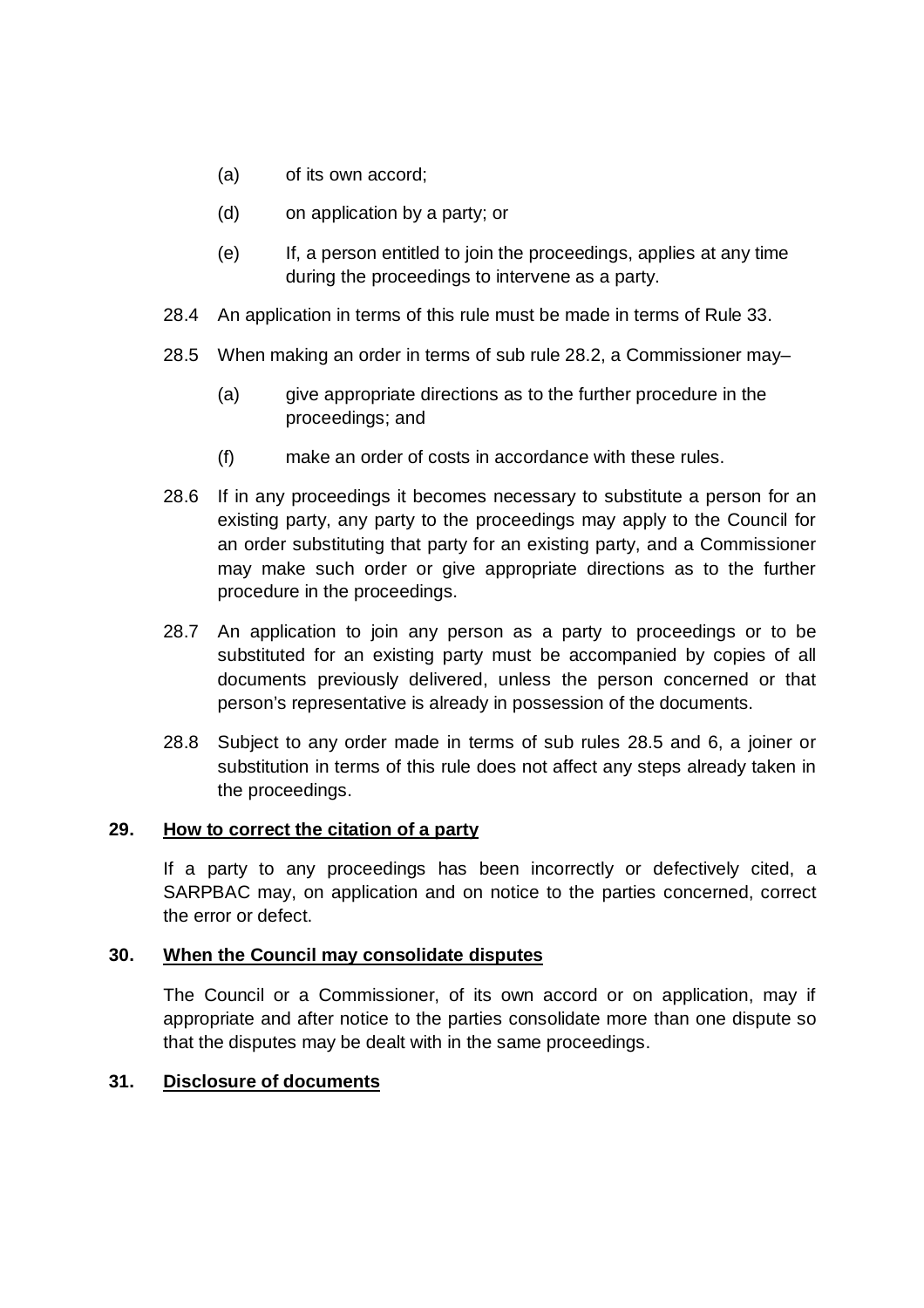(a) of its own accord;

(d) on application by a party; or

(e) If, a person entitled to join the proceedings, applies at any time during the proceedings to intervene as a party.

28.4 An application in terms of this rule must be made in terms of Rule 33.

28.5 When making an order in terms of sub rule 28.2, a Commissioner may–

(a) give appropriate directions as to the further procedure in the proceedings; and

(f) make an order of costs in accordance with these rules.

28.6 If in any proceedings it becomes necessary to substitute a person for an existing party, any party to the proceedings may apply to the Council for an order substituting that party for an existing party, and a Commissioner may make such order or give appropriate directions as to the further procedure in the proceedings.

28.7 An application to join any person as a party to proceedings or to be substituted for an existing party must be accompanied by copies of all documents previously delivered, unless the person concerned or that person's representative is already in possession of the documents.

28.8 Subject to any order made in terms of sub rules 28.5 and 6, a joiner or substitution in terms of this rule does not affect any steps already taken in the proceedings.

**29. <u>How to correct the citation of a party</u>**

If a party to any proceedings has been incorrectly or defectively cited, a SARPBAC may, on application and on notice to the parties concerned, correct the error or defect.

**30. <u>When the Council may consolidate disputes</u>**

The Council or a Commissioner, of its own accord or on application, may if appropriate and after notice to the parties consolidate more than one dispute so that the disputes may be dealt with in the same proceedings.

**31. <u>Disclosure of documents</u>**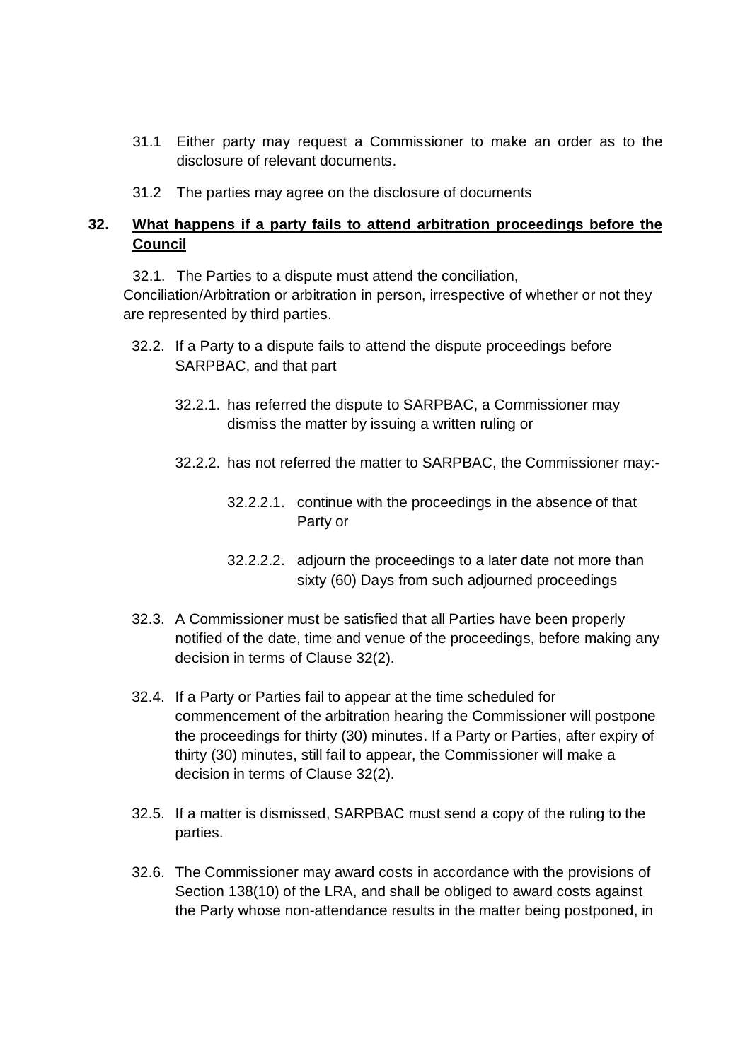31.1 Either party may request a Commissioner to make an order as to the disclosure of relevant documents.

31.2 The parties may agree on the disclosure of documents

**32. <u>What happens if a party fails to attend arbitration proceedings before the Council</u>**

32.1. The Parties to a dispute must attend the conciliation, Conciliation/Arbitration or arbitration in person, irrespective of whether or not they are represented by third parties.

32.2. If a Party to a dispute fails to attend the dispute proceedings before SARPBAC, and that part

32.2.1. has referred the dispute to SARPBAC, a Commissioner may dismiss the matter by issuing a written ruling or

32.2.2. has not referred the matter to SARPBAC, the Commissioner may:-

32.2.2.1. continue with the proceedings in the absence of that Party or

32.2.2.2. adjourn the proceedings to a later date not more than sixty (60) Days from such adjourned proceedings

32.3. A Commissioner must be satisfied that all Parties have been properly notified of the date, time and venue of the proceedings, before making any decision in terms of Clause 32(2).

32.4. If a Party or Parties fail to appear at the time scheduled for commencement of the arbitration hearing the Commissioner will postpone the proceedings for thirty (30) minutes. If a Party or Parties, after expiry of thirty (30) minutes, still fail to appear, the Commissioner will make a decision in terms of Clause 32(2).

32.5. If a matter is dismissed, SARPBAC must send a copy of the ruling to the parties.

32.6. The Commissioner may award costs in accordance with the provisions of Section 138(10) of the LRA, and shall be obliged to award costs against the Party whose non-attendance results in the matter being postponed, in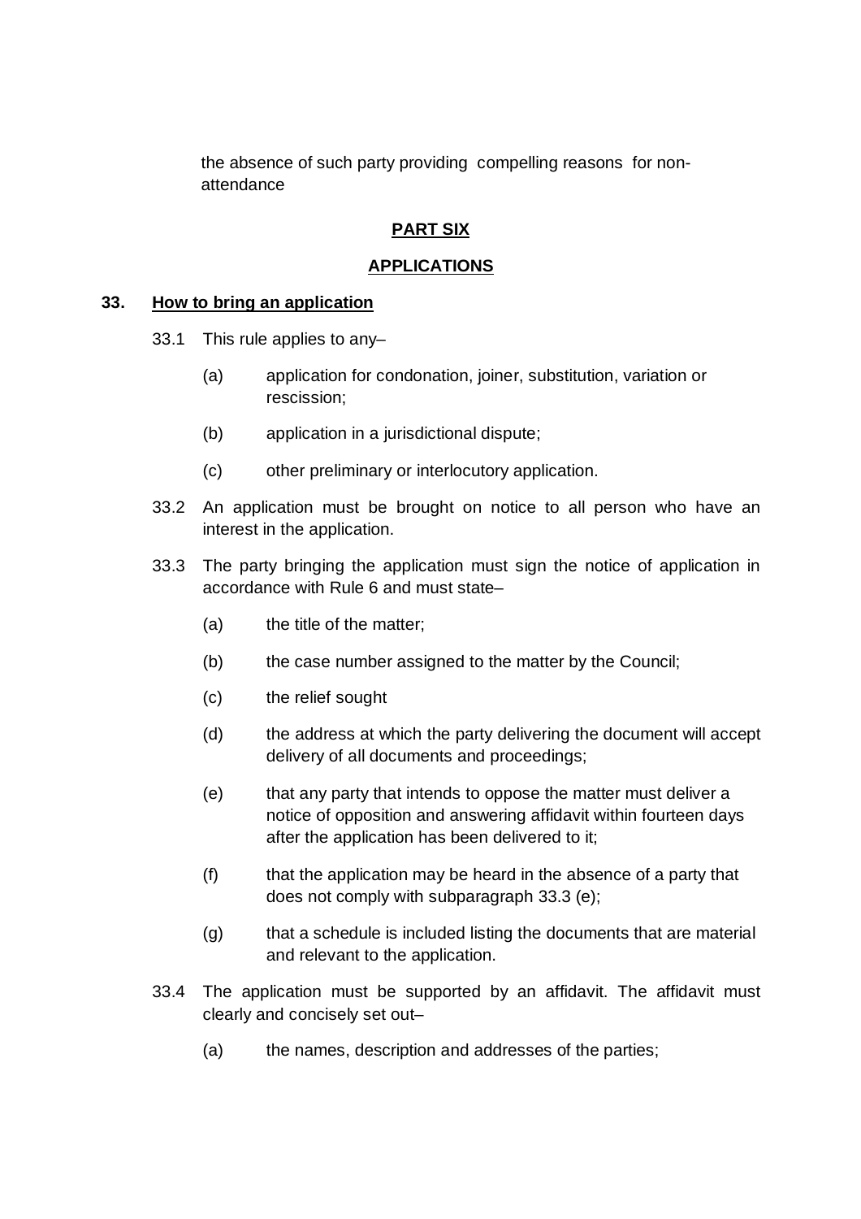the absence of such party providing compelling reasons for non-attendance

## **PART SIX**

## **APPLICATIONS**

### **33. How to bring an application**

33.1 This rule applies to any–

(a) application for condonation, joiner, substitution, variation or rescission;

(b) application in a jurisdictional dispute;

(c) other preliminary or interlocutory application.

33.2 An application must be brought on notice to all person who have an interest in the application.

33.3 The party bringing the application must sign the notice of application in accordance with Rule 6 and must state–

(a) the title of the matter;

(b) the case number assigned to the matter by the Council;

(c) the relief sought

(d) the address at which the party delivering the document will accept delivery of all documents and proceedings;

(e) that any party that intends to oppose the matter must deliver a notice of opposition and answering affidavit within fourteen days after the application has been delivered to it;

(f) that the application may be heard in the absence of a party that does not comply with subparagraph 33.3 (e);

(g) that a schedule is included listing the documents that are material and relevant to the application.

33.4 The application must be supported by an affidavit. The affidavit must clearly and concisely set out–

(a) the names, description and addresses of the parties;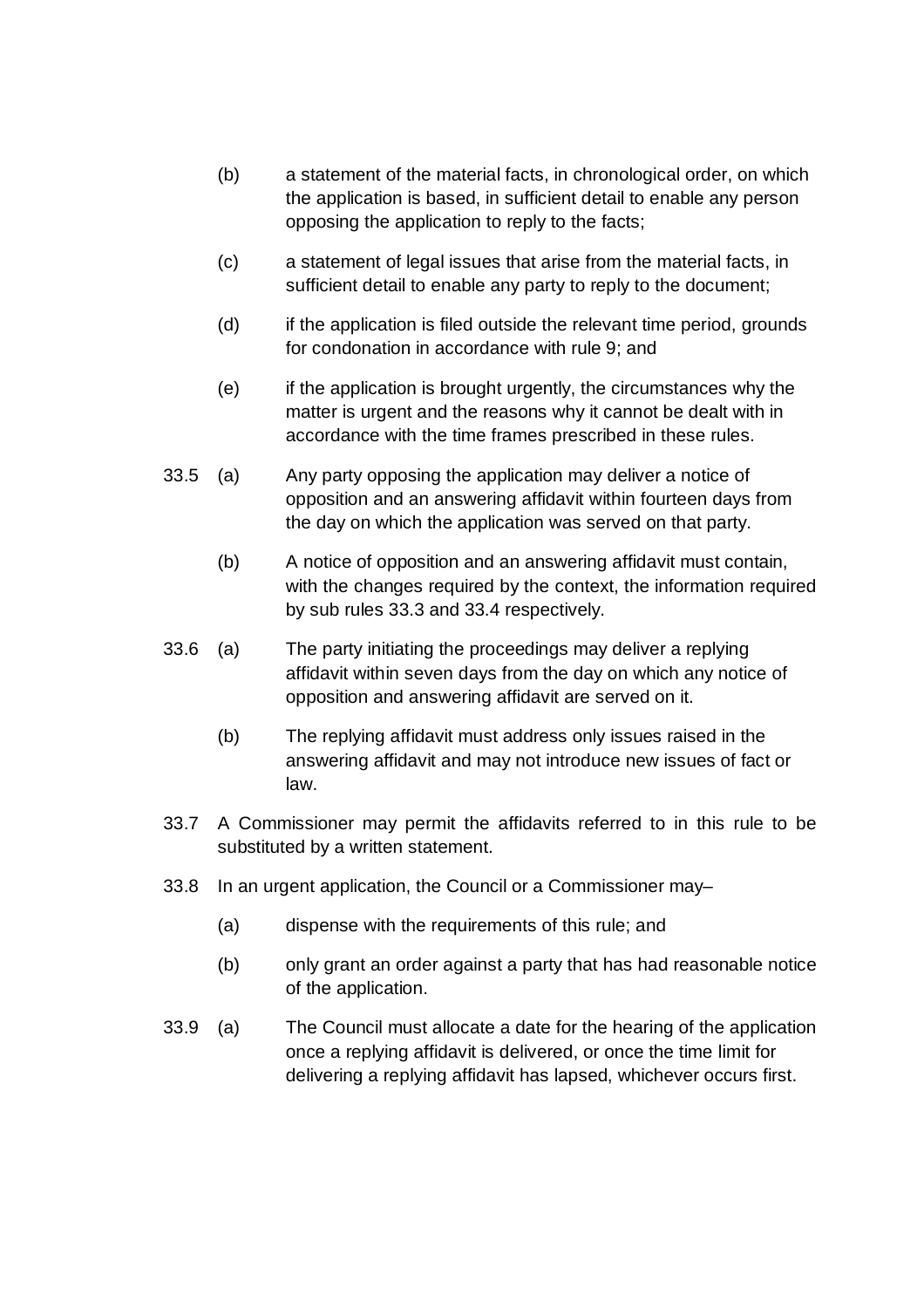(b) a statement of the material facts, in chronological order, on which the application is based, in sufficient detail to enable any person opposing the application to reply to the facts;

(c) a statement of legal issues that arise from the material facts, in sufficient detail to enable any party to reply to the document;

(d) if the application is filed outside the relevant time period, grounds for condonation in accordance with rule 9; and

(e) if the application is brought urgently, the circumstances why the matter is urgent and the reasons why it cannot be dealt with in accordance with the time frames prescribed in these rules.

33.5 (a) Any party opposing the application may deliver a notice of opposition and an answering affidavit within fourteen days from the day on which the application was served on that party.

(b) A notice of opposition and an answering affidavit must contain, with the changes required by the context, the information required by sub rules 33.3 and 33.4 respectively.

33.6 (a) The party initiating the proceedings may deliver a replying affidavit within seven days from the day on which any notice of opposition and answering affidavit are served on it.

(b) The replying affidavit must address only issues raised in the answering affidavit and may not introduce new issues of fact or law.

33.7 A Commissioner may permit the affidavits referred to in this rule to be substituted by a written statement.

33.8 In an urgent application, the Council or a Commissioner may–

(a) dispense with the requirements of this rule; and

(b) only grant an order against a party that has had reasonable notice of the application.

33.9 (a) The Council must allocate a date for the hearing of the application once a replying affidavit is delivered, or once the time limit for delivering a replying affidavit has lapsed, whichever occurs first.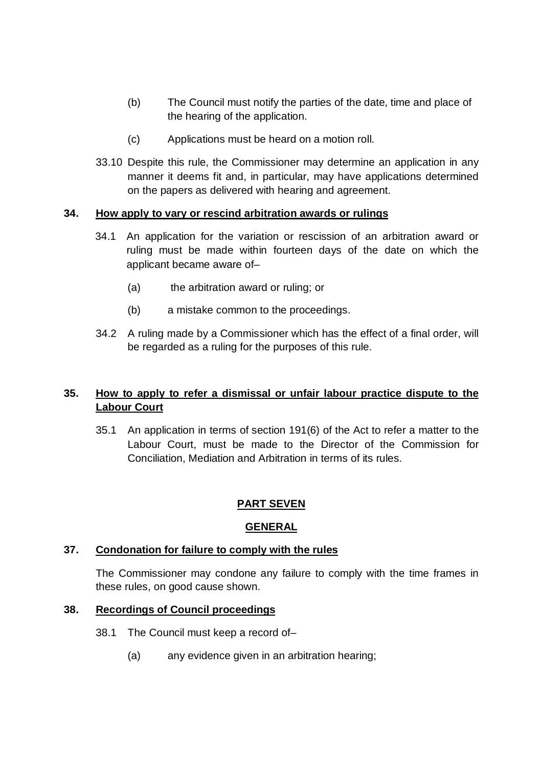(b) The Council must notify the parties of the date, time and place of the hearing of the application.

(c) Applications must be heard on a motion roll.

33.10 Despite this rule, the Commissioner may determine an application in any manner it deems fit and, in particular, may have applications determined on the papers as delivered with hearing and agreement.

**34. <u>How apply to vary or rescind arbitration awards or rulings</u>**

34.1 An application for the variation or rescission of an arbitration award or ruling must be made within fourteen days of the date on which the applicant became aware of–

(a) the arbitration award or ruling; or

(b) a mistake common to the proceedings.

34.2 A ruling made by a Commissioner which has the effect of a final order, will be regarded as a ruling for the purposes of this rule.

**35. <u>How to apply to refer a dismissal or unfair labour practice dispute to the Labour Court</u>**

35.1 An application in terms of section 191(6) of the Act to refer a matter to the Labour Court, must be made to the Director of the Commission for Conciliation, Mediation and Arbitration in terms of its rules.

## PART SEVEN

## GENERAL

**37. <u>Condonation for failure to comply with the rules</u>**

The Commissioner may condone any failure to comply with the time frames in these rules, on good cause shown.

**38. <u>Recordings of Council proceedings</u>**

38.1 The Council must keep a record of–

(a) any evidence given in an arbitration hearing;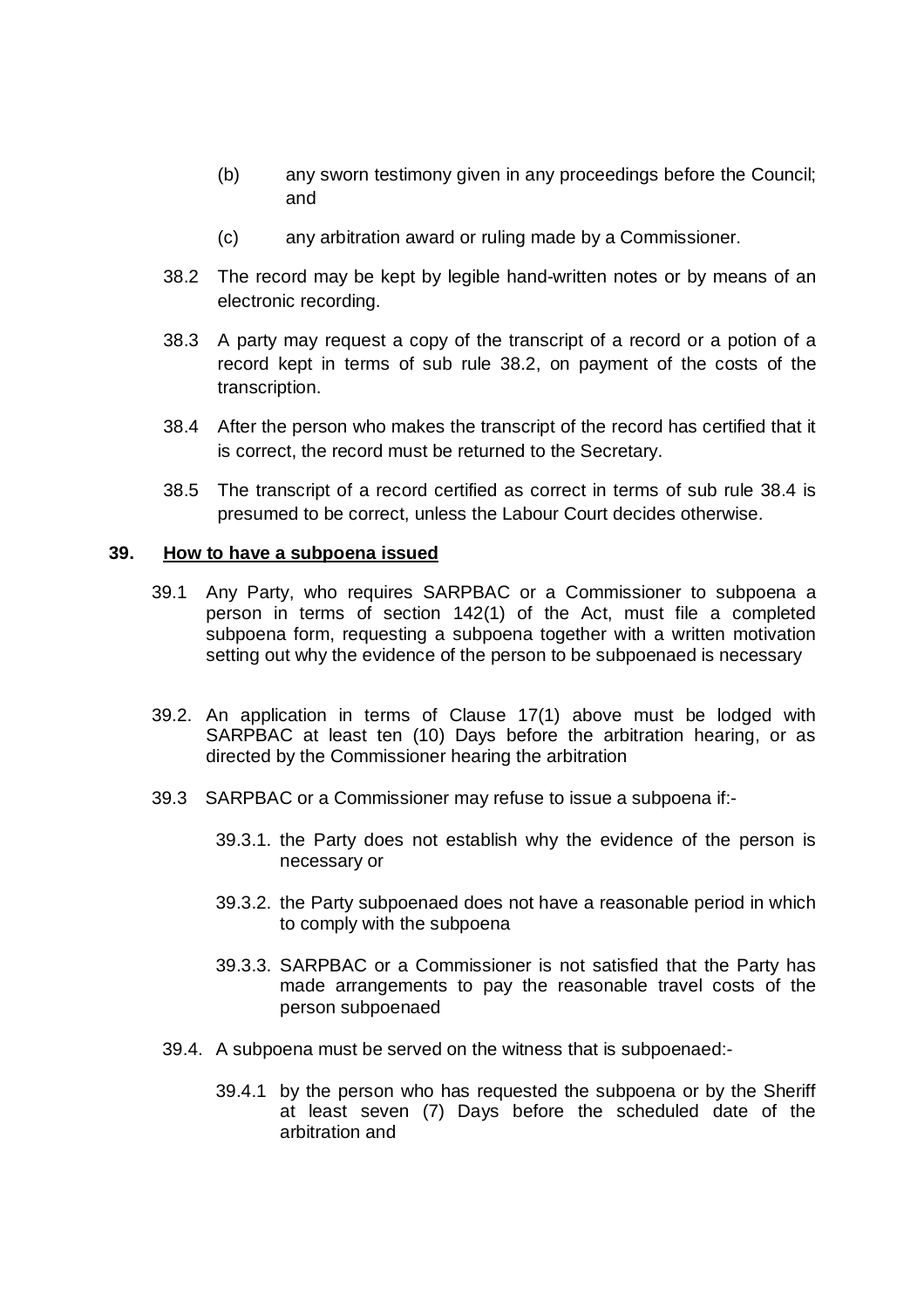(b) any sworn testimony given in any proceedings before the Council; and

(c) any arbitration award or ruling made by a Commissioner.

38.2 The record may be kept by legible hand-written notes or by means of an electronic recording.

38.3 A party may request a copy of the transcript of a record or a potion of a record kept in terms of sub rule 38.2, on payment of the costs of the transcription.

38.4 After the person who makes the transcript of the record has certified that it is correct, the record must be returned to the Secretary.

38.5 The transcript of a record certified as correct in terms of sub rule 38.4 is presumed to be correct, unless the Labour Court decides otherwise.

**39. How to have a subpoena issued**

39.1 Any Party, who requires SARPBAC or a Commissioner to subpoena a person in terms of section 142(1) of the Act, must file a completed subpoena form, requesting a subpoena together with a written motivation setting out why the evidence of the person to be subpoenaed is necessary

39.2. An application in terms of Clause 17(1) above must be lodged with SARPBAC at least ten (10) Days before the arbitration hearing, or as directed by the Commissioner hearing the arbitration

39.3 SARPBAC or a Commissioner may refuse to issue a subpoena if:-

39.3.1. the Party does not establish why the evidence of the person is necessary or

39.3.2. the Party subpoenaed does not have a reasonable period in which to comply with the subpoena

39.3.3. SARPBAC or a Commissioner is not satisfied that the Party has made arrangements to pay the reasonable travel costs of the person subpoenaed

39.4. A subpoena must be served on the witness that is subpoenaed:-

39.4.1 by the person who has requested the subpoena or by the Sheriff at least seven (7) Days before the scheduled date of the arbitration and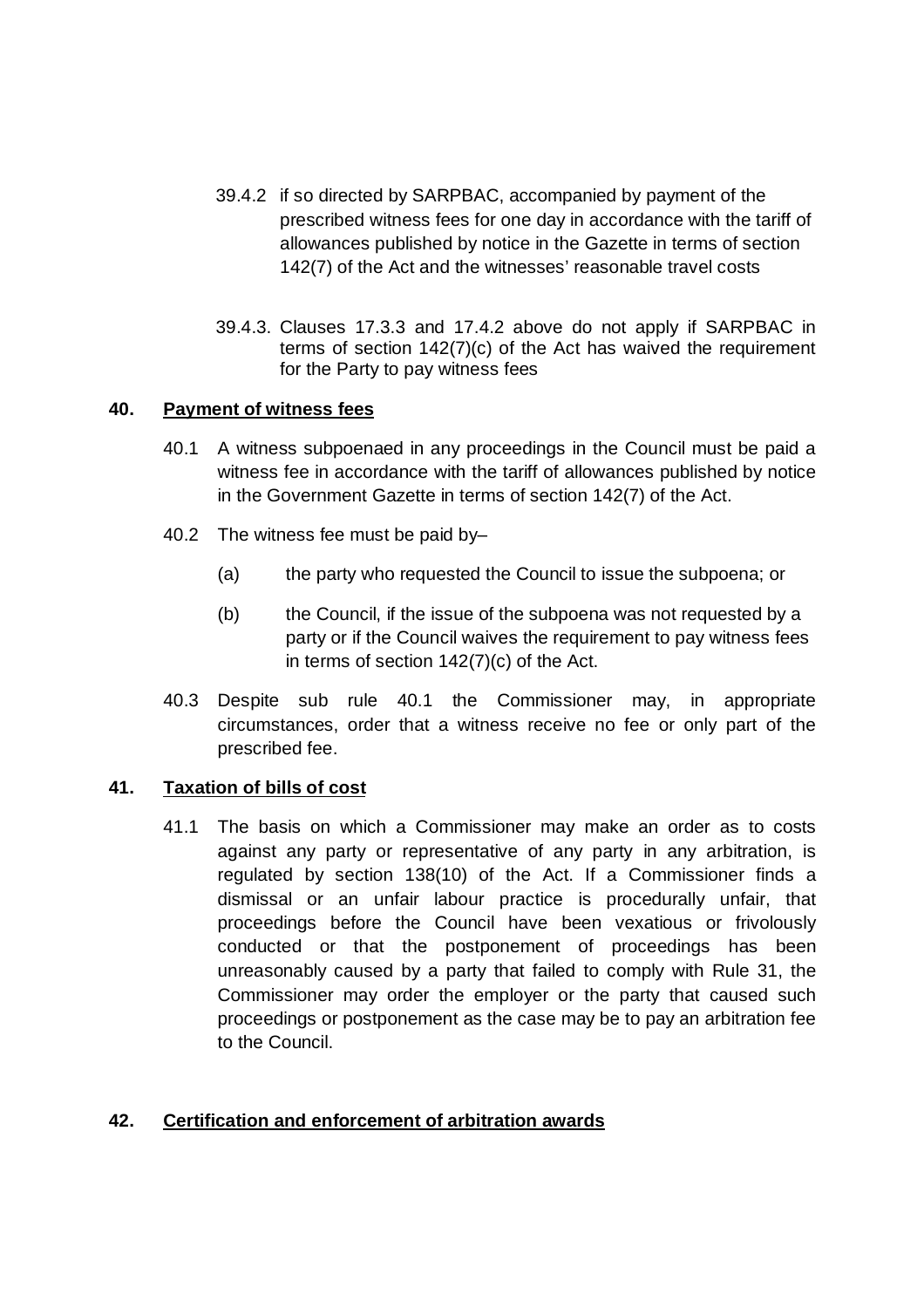39.4.2 if so directed by SARPBAC, accompanied by payment of the prescribed witness fees for one day in accordance with the tariff of allowances published by notice in the Gazette in terms of section 142(7) of the Act and the witnesses' reasonable travel costs

39.4.3. Clauses 17.3.3 and 17.4.2 above do not apply if SARPBAC in terms of section 142(7)(c) of the Act has waived the requirement for the Party to pay witness fees

## 40. <u>Payment of witness fees</u>

40.1 A witness subpoenaed in any proceedings in the Council must be paid a witness fee in accordance with the tariff of allowances published by notice in the Government Gazette in terms of section 142(7) of the Act.

40.2 The witness fee must be paid by–

(a) the party who requested the Council to issue the subpoena; or

(b) the Council, if the issue of the subpoena was not requested by a party or if the Council waives the requirement to pay witness fees in terms of section 142(7)(c) of the Act.

40.3 Despite sub rule 40.1 the Commissioner may, in appropriate circumstances, order that a witness receive no fee or only part of the prescribed fee.

## 41. <u>Taxation of bills of cost</u>

41.1 The basis on which a Commissioner may make an order as to costs against any party or representative of any party in any arbitration, is regulated by section 138(10) of the Act. If a Commissioner finds a dismissal or an unfair labour practice is procedurally unfair, that proceedings before the Council have been vexatious or frivolously conducted or that the postponement of proceedings has been unreasonably caused by a party that failed to comply with Rule 31, the Commissioner may order the employer or the party that caused such proceedings or postponement as the case may be to pay an arbitration fee to the Council.

## 42. <u>Certification and enforcement of arbitration awards</u>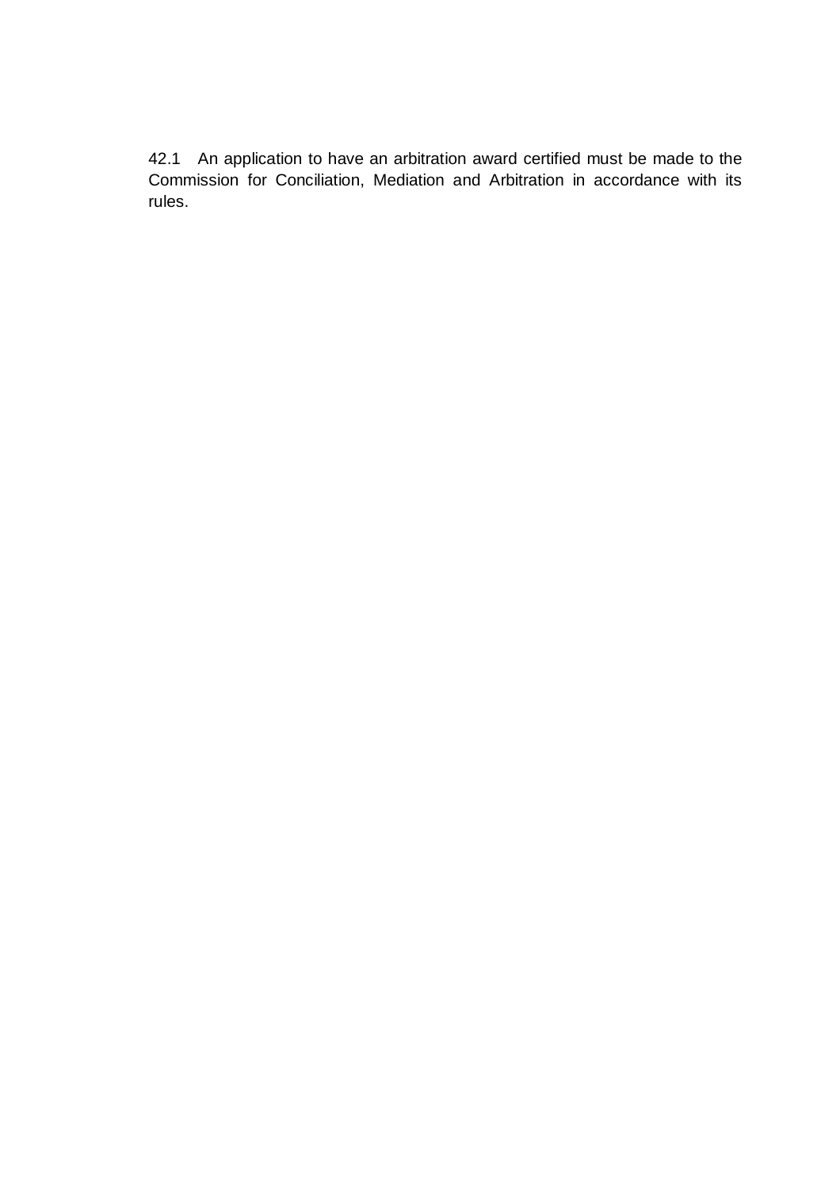42.1 An application to have an arbitration award certified must be made to the Commission for Conciliation, Mediation and Arbitration in accordance with its rules.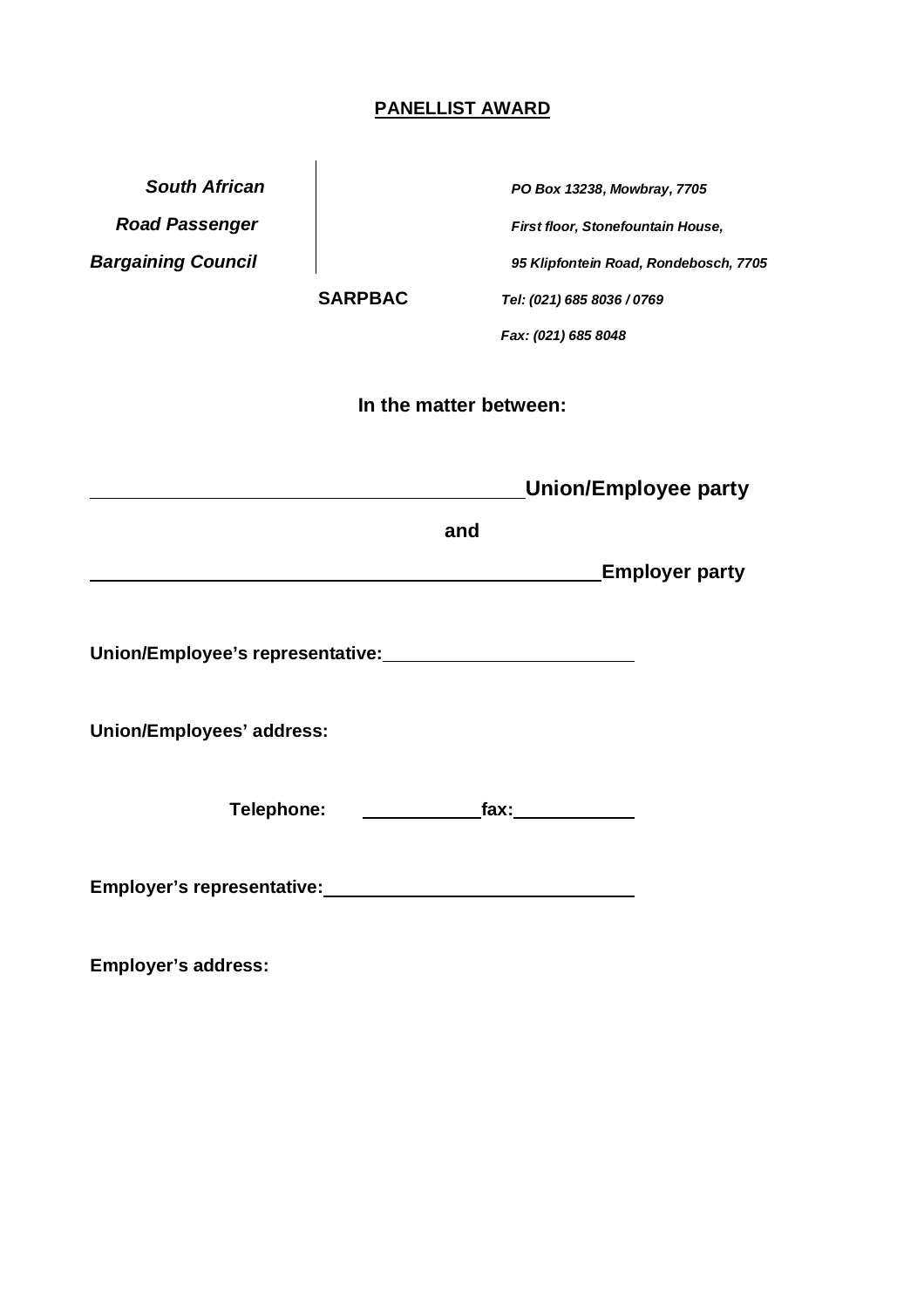**PANELLIST AWARD**

| *South African Road Passenger Bargaining Council* | *PO Box 13238, Mowbray, 7705* |
|---|---|
| | *First floor, Stonefountain House,* |
| | *95 Klipfontein Road, Rondebosch, 7705* |
| **SARPBAC** | *Tel: (021) 685 8036 / 0769* |
| | *Fax: (021) 685 8048* |

**In the matter between:**

\_\_\_\_\_\_\_\_\_\_\_\_\_\_\_\_\_\_\_\_\_\_\_\_\_\_\_\_\_\_\_\_\_\_\_\_\_\_\_\_ **Union/Employee party**

**and**

\_\_\_\_\_\_\_\_\_\_\_\_\_\_\_\_\_\_\_\_\_\_\_\_\_\_\_\_\_\_\_\_\_\_\_\_\_\_\_\_\_\_\_\_\_\_\_ **Employer party**

**Union/Employee's representative:** \_\_\_\_\_\_\_\_\_\_\_\_\_\_\_\_\_\_\_\_\_\_\_\_\_\_

**Union/Employees' address:**

**Telephone:** \_\_\_\_\_\_\_\_\_\_\_\_ **fax:** \_\_\_\_\_\_\_\_\_\_\_\_

**Employer's representative:** \_\_\_\_\_\_\_\_\_\_\_\_\_\_\_\_\_\_\_\_\_\_\_\_\_\_\_\_\_\_\_\_

**Employer's address:**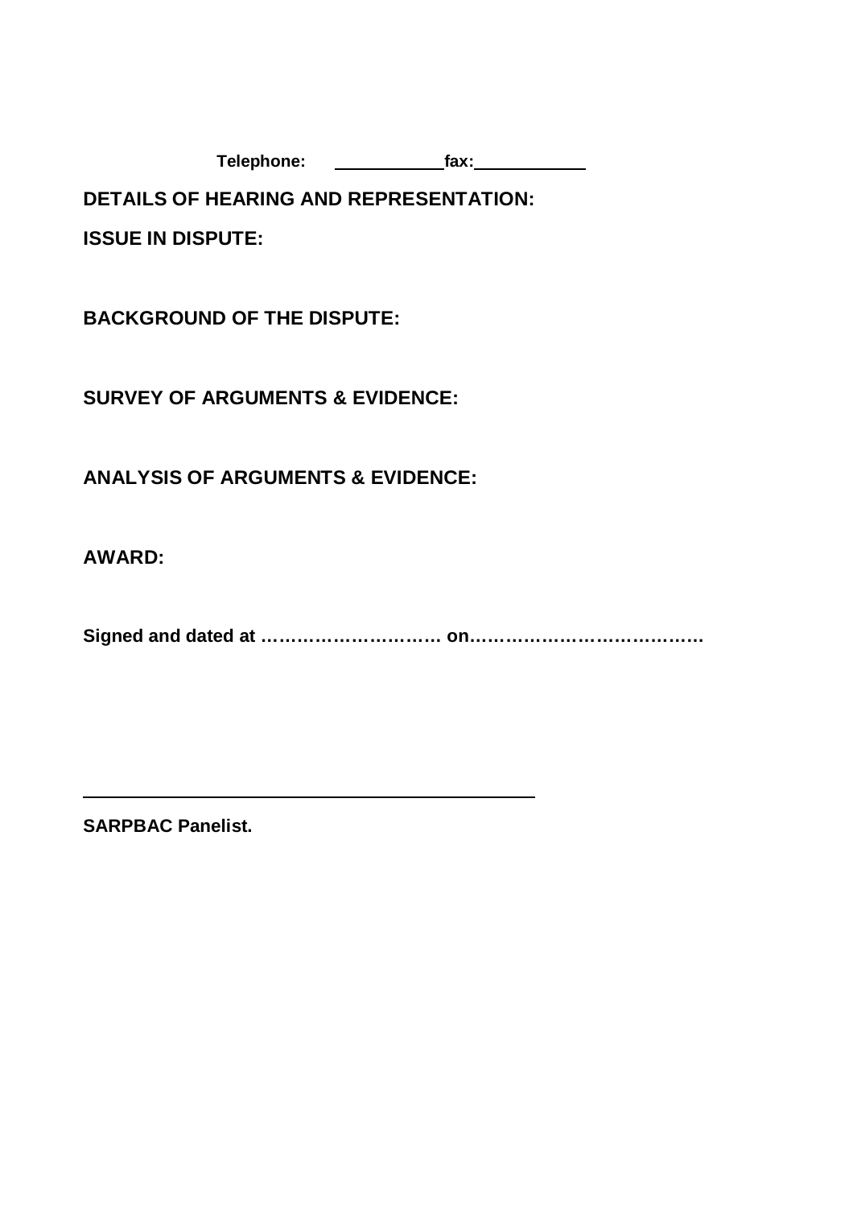**Telephone:** \_\_\_\_\_\_\_\_\_\_\_\_ **fax:** \_\_\_\_\_\_\_\_\_\_\_\_

**DETAILS OF HEARING AND REPRESENTATION:**

**ISSUE IN DISPUTE:**

**BACKGROUND OF THE DISPUTE:**

**SURVEY OF ARGUMENTS & EVIDENCE:**

**ANALYSIS OF ARGUMENTS & EVIDENCE:**

**AWARD:**

**Signed and dated at ………………………… on…………………………………**

\_\_\_\_\_\_\_\_\_\_\_\_\_\_\_\_\_\_\_\_\_\_\_\_\_\_\_\_\_\_\_\_\_\_\_\_\_\_\_\_\_\_\_\_

**SARPBAC Panelist.**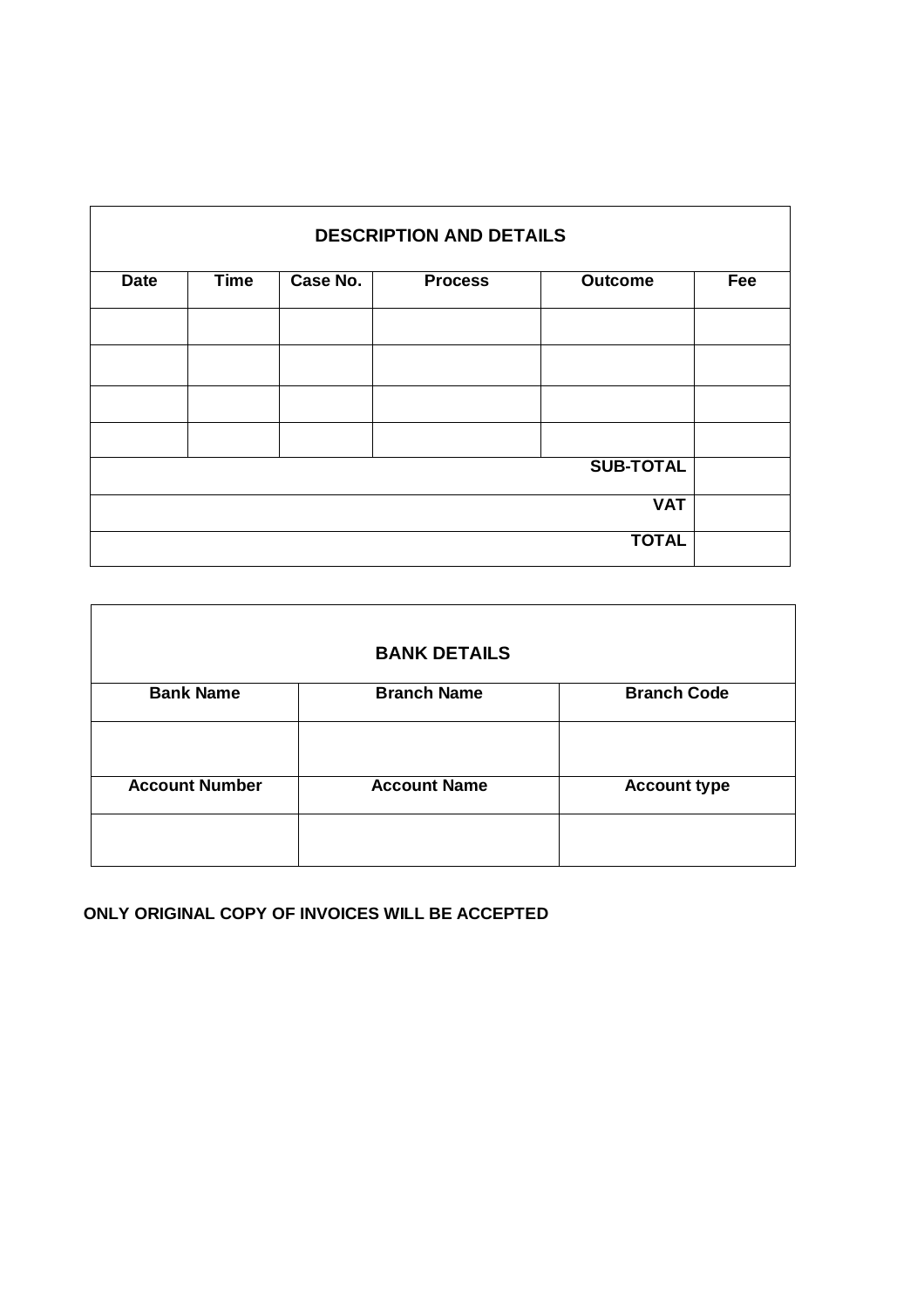| DESCRIPTION AND DETAILS | | | | | |
|---|---|---|---|---|---|
| **Date** | **Time** | **Case No.** | **Process** | **Outcome** | **Fee** |
| | | | | | |
| | | | | | |
| | | | | | |
| | | | | | |
| | | | | **SUB-TOTAL** | |
| | | | | **VAT** | |
| | | | | **TOTAL** | |

| BANK DETAILS | | |
|---|---|---|
| **Bank Name** | **Branch Name** | **Branch Code** |
| | | |
| **Account Number** | **Account Name** | **Account type** |
| | | |

**ONLY ORIGINAL COPY OF INVOICES WILL BE ACCEPTED**